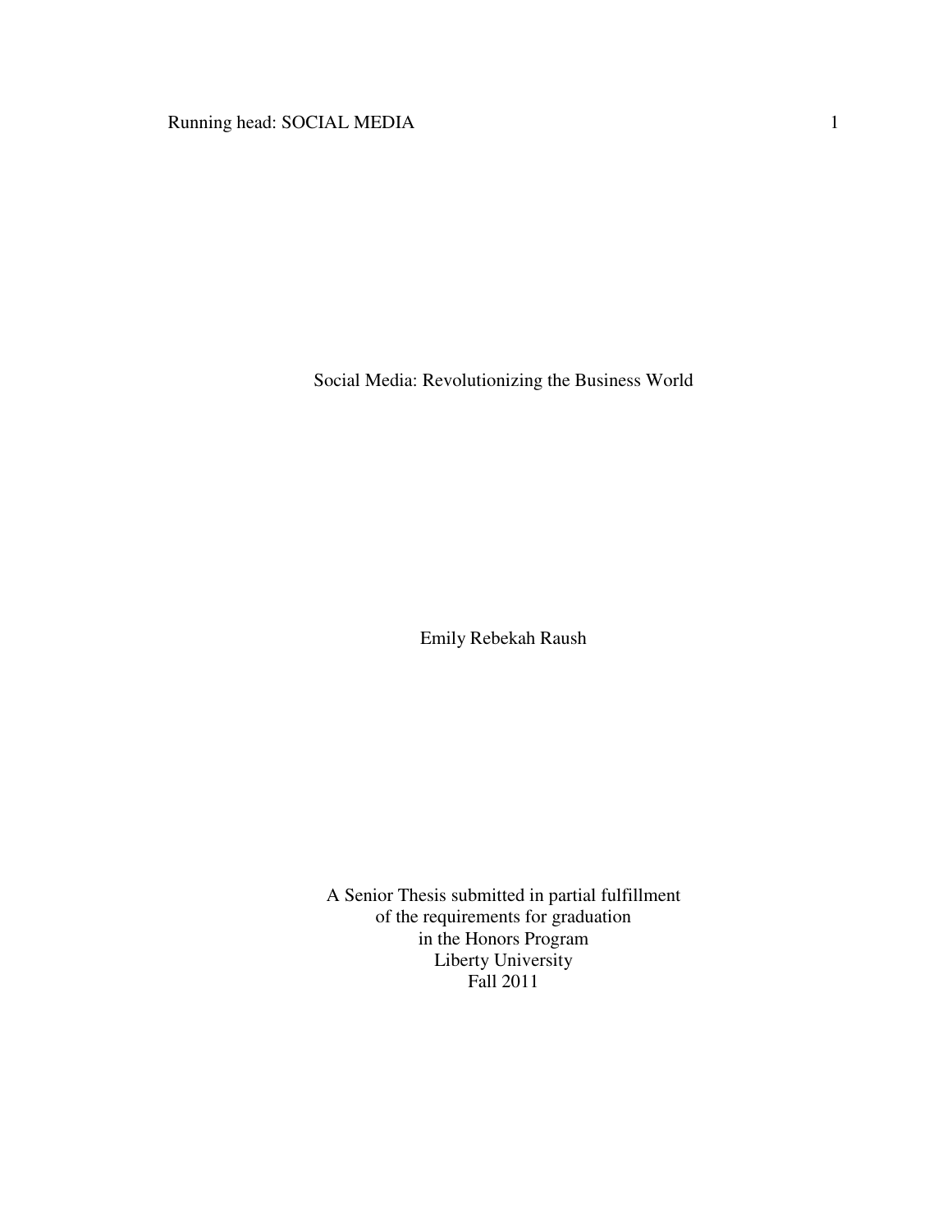# Social Media: Revolutionizing the Business World

Emily Rebekah Raush

A Senior Thesis submitted in partial fulfillment
of the requirements for graduation
in the Honors Program
Liberty University
Fall 2011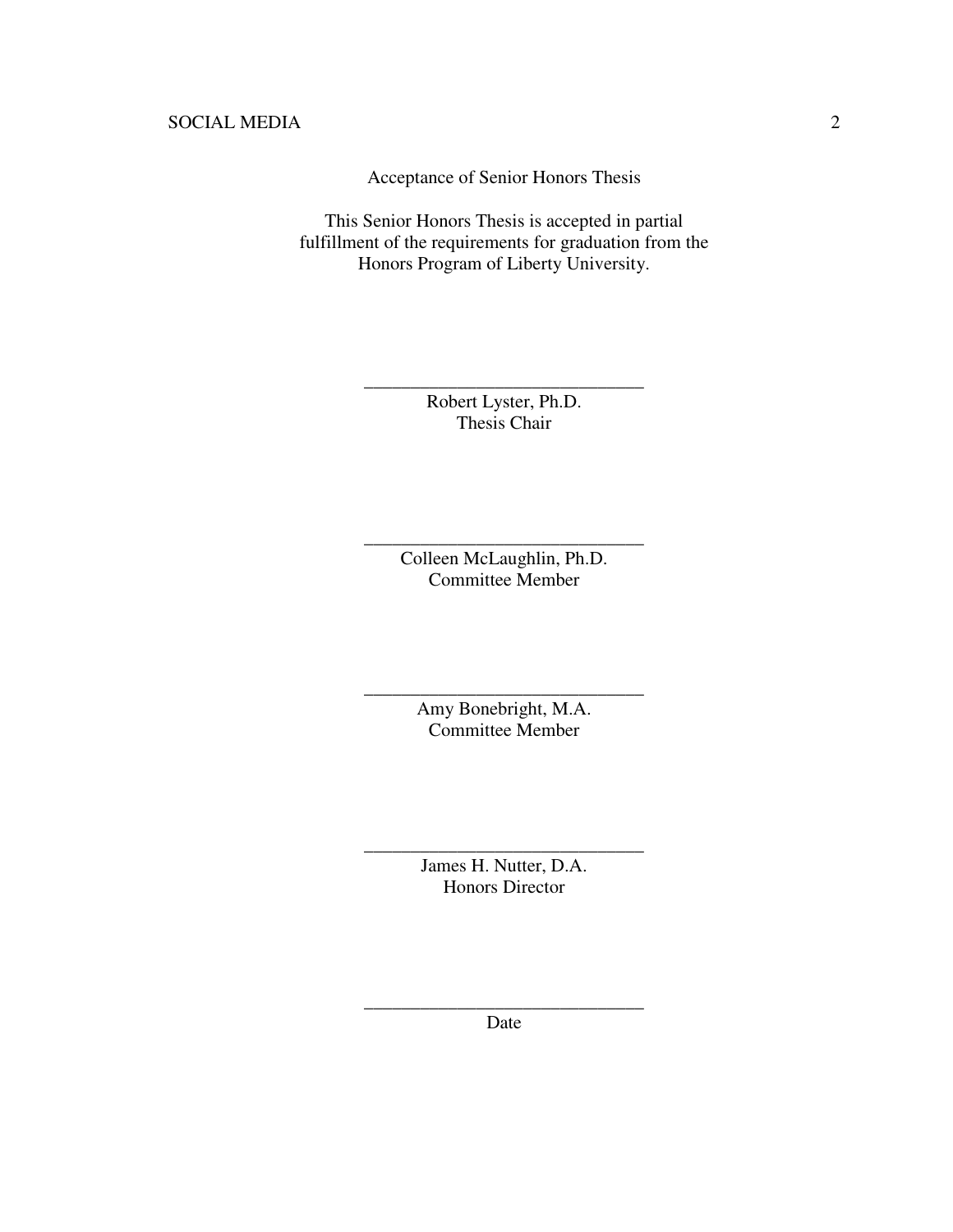Acceptance of Senior Honors Thesis

This Senior Honors Thesis is accepted in partial fulfillment of the requirements for graduation from the Honors Program of Liberty University.

______________________________
Robert Lyster, Ph.D.
Thesis Chair

______________________________
Colleen McLaughlin, Ph.D.
Committee Member

______________________________
Amy Bonebright, M.A.
Committee Member

______________________________
James H. Nutter, D.A.
Honors Director

______________________________
Date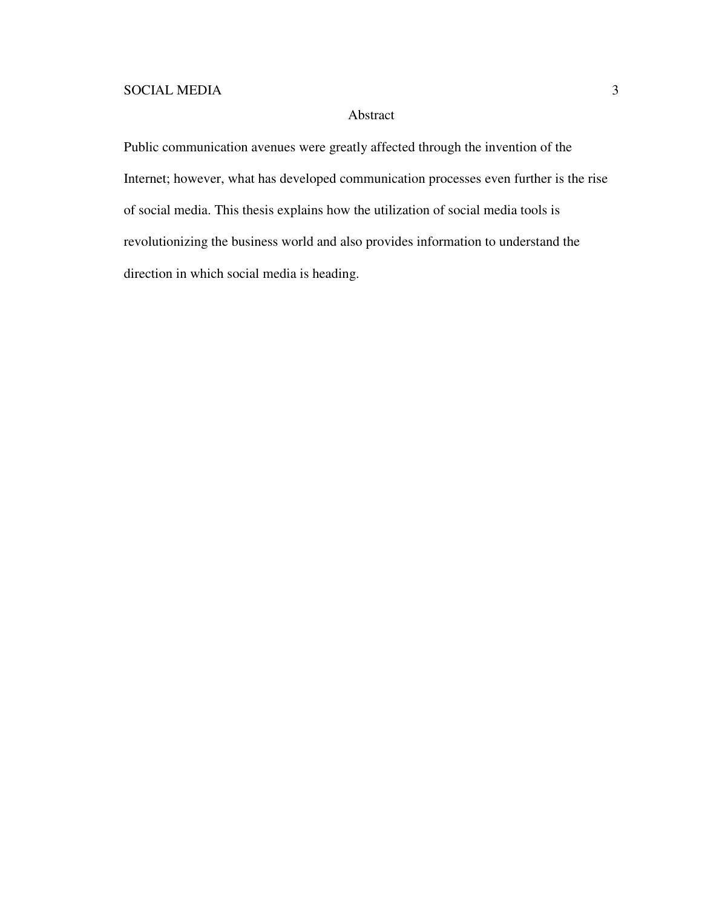# Abstract

Public communication avenues were greatly affected through the invention of the Internet; however, what has developed communication processes even further is the rise of social media. This thesis explains how the utilization of social media tools is revolutionizing the business world and also provides information to understand the direction in which social media is heading.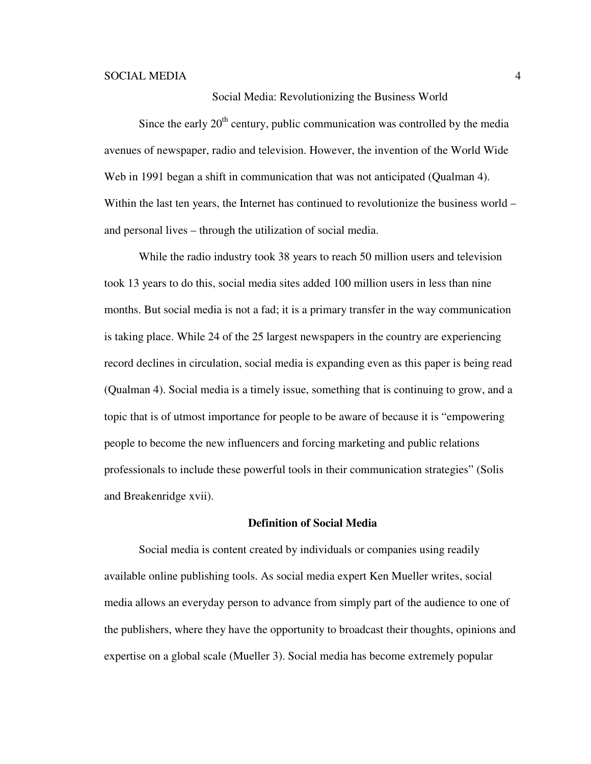# Social Media: Revolutionizing the Business World

Since the early 20th century, public communication was controlled by the media avenues of newspaper, radio and television. However, the invention of the World Wide Web in 1991 began a shift in communication that was not anticipated (Qualman 4). Within the last ten years, the Internet has continued to revolutionize the business world – and personal lives – through the utilization of social media.

While the radio industry took 38 years to reach 50 million users and television took 13 years to do this, social media sites added 100 million users in less than nine months. But social media is not a fad; it is a primary transfer in the way communication is taking place. While 24 of the 25 largest newspapers in the country are experiencing record declines in circulation, social media is expanding even as this paper is being read (Qualman 4). Social media is a timely issue, something that is continuing to grow, and a topic that is of utmost importance for people to be aware of because it is "empowering people to become the new influencers and forcing marketing and public relations professionals to include these powerful tools in their communication strategies" (Solis and Breakenridge xvii).

## Definition of Social Media

Social media is content created by individuals or companies using readily available online publishing tools. As social media expert Ken Mueller writes, social media allows an everyday person to advance from simply part of the audience to one of the publishers, where they have the opportunity to broadcast their thoughts, opinions and expertise on a global scale (Mueller 3). Social media has become extremely popular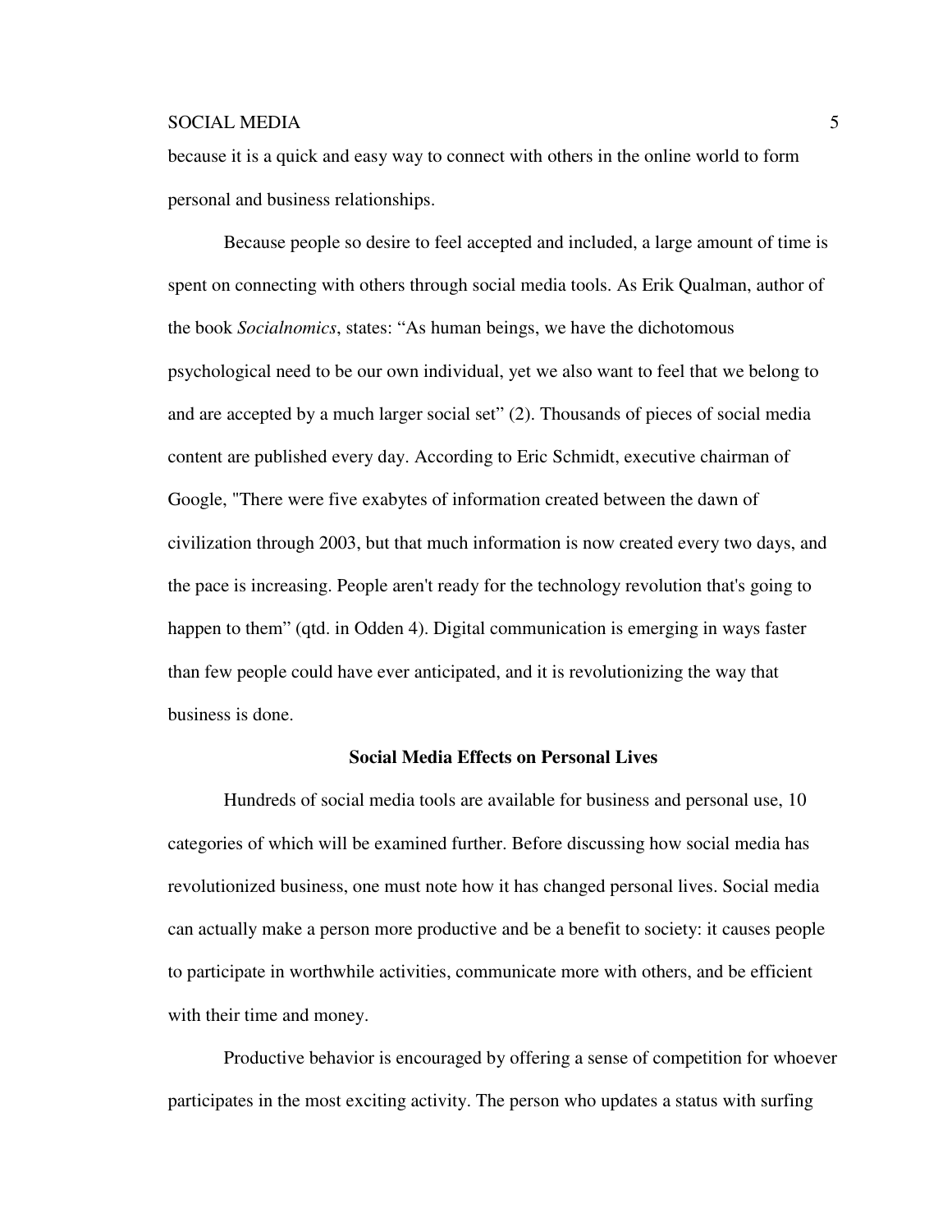because it is a quick and easy way to connect with others in the online world to form personal and business relationships.

Because people so desire to feel accepted and included, a large amount of time is spent on connecting with others through social media tools. As Erik Qualman, author of the book *Socialnomics*, states: “As human beings, we have the dichotomous psychological need to be our own individual, yet we also want to feel that we belong to and are accepted by a much larger social set” (2). Thousands of pieces of social media content are published every day. According to Eric Schmidt, executive chairman of Google, "There were five exabytes of information created between the dawn of civilization through 2003, but that much information is now created every two days, and the pace is increasing. People aren't ready for the technology revolution that's going to happen to them” (qtd. in Odden 4). Digital communication is emerging in ways faster than few people could have ever anticipated, and it is revolutionizing the way that business is done.

## Social Media Effects on Personal Lives

Hundreds of social media tools are available for business and personal use, 10 categories of which will be examined further. Before discussing how social media has revolutionized business, one must note how it has changed personal lives. Social media can actually make a person more productive and be a benefit to society: it causes people to participate in worthwhile activities, communicate more with others, and be efficient with their time and money.

Productive behavior is encouraged by offering a sense of competition for whoever participates in the most exciting activity. The person who updates a status with surfing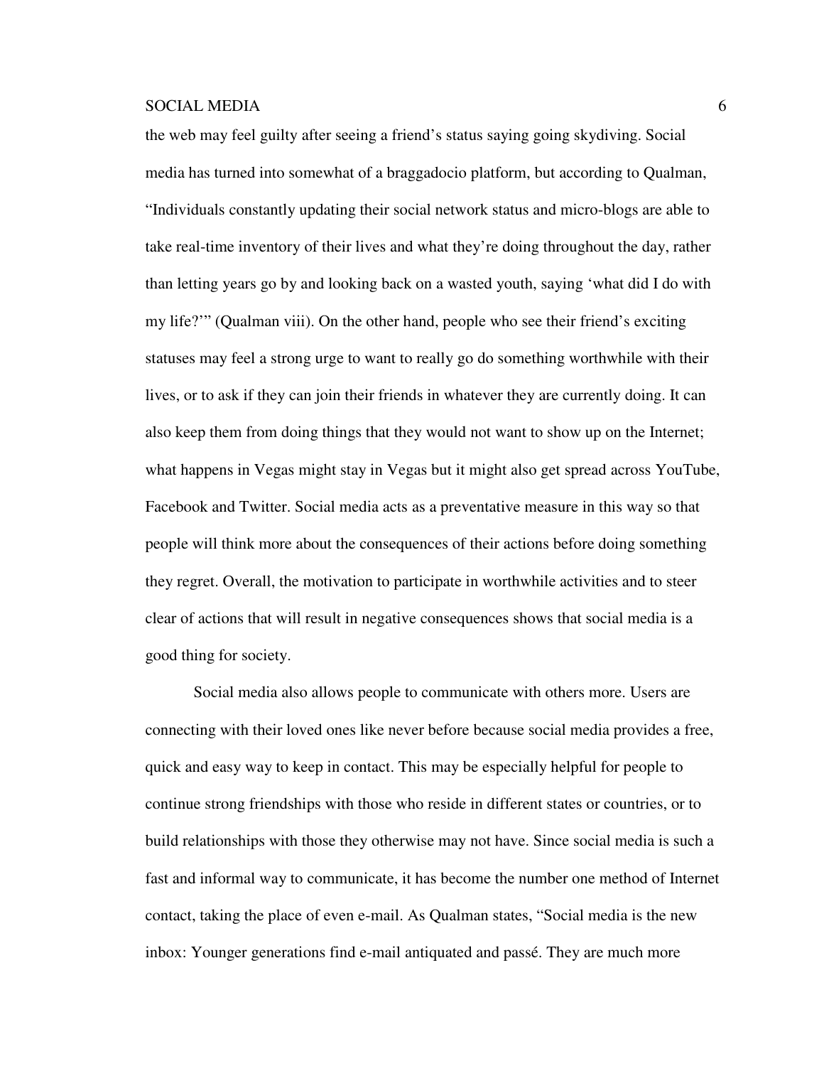the web may feel guilty after seeing a friend's status saying going skydiving. Social media has turned into somewhat of a braggadocio platform, but according to Qualman, "Individuals constantly updating their social network status and micro-blogs are able to take real-time inventory of their lives and what they're doing throughout the day, rather than letting years go by and looking back on a wasted youth, saying 'what did I do with my life?'" (Qualman viii). On the other hand, people who see their friend's exciting statuses may feel a strong urge to want to really go do something worthwhile with their lives, or to ask if they can join their friends in whatever they are currently doing. It can also keep them from doing things that they would not want to show up on the Internet; what happens in Vegas might stay in Vegas but it might also get spread across YouTube, Facebook and Twitter. Social media acts as a preventative measure in this way so that people will think more about the consequences of their actions before doing something they regret. Overall, the motivation to participate in worthwhile activities and to steer clear of actions that will result in negative consequences shows that social media is a good thing for society.

Social media also allows people to communicate with others more. Users are connecting with their loved ones like never before because social media provides a free, quick and easy way to keep in contact. This may be especially helpful for people to continue strong friendships with those who reside in different states or countries, or to build relationships with those they otherwise may not have. Since social media is such a fast and informal way to communicate, it has become the number one method of Internet contact, taking the place of even e-mail. As Qualman states, "Social media is the new inbox: Younger generations find e-mail antiquated and passé. They are much more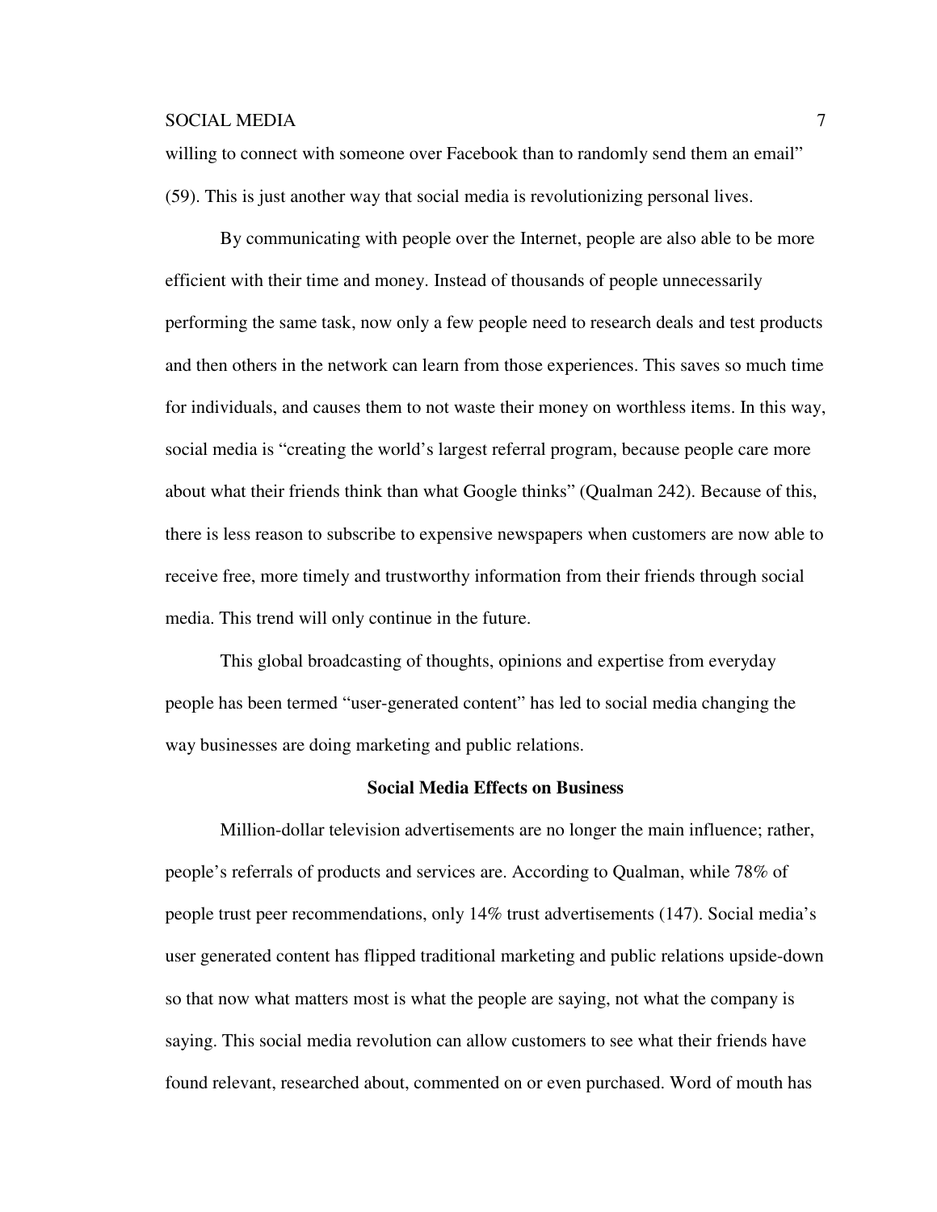willing to connect with someone over Facebook than to randomly send them an email" (59). This is just another way that social media is revolutionizing personal lives.

By communicating with people over the Internet, people are also able to be more efficient with their time and money. Instead of thousands of people unnecessarily performing the same task, now only a few people need to research deals and test products and then others in the network can learn from those experiences. This saves so much time for individuals, and causes them to not waste their money on worthless items. In this way, social media is "creating the world's largest referral program, because people care more about what their friends think than what Google thinks" (Qualman 242). Because of this, there is less reason to subscribe to expensive newspapers when customers are now able to receive free, more timely and trustworthy information from their friends through social media. This trend will only continue in the future.

This global broadcasting of thoughts, opinions and expertise from everyday people has been termed "user-generated content" has led to social media changing the way businesses are doing marketing and public relations.

## Social Media Effects on Business

Million-dollar television advertisements are no longer the main influence; rather, people's referrals of products and services are. According to Qualman, while 78% of people trust peer recommendations, only 14% trust advertisements (147). Social media's user generated content has flipped traditional marketing and public relations upside-down so that now what matters most is what the people are saying, not what the company is saying. This social media revolution can allow customers to see what their friends have found relevant, researched about, commented on or even purchased. Word of mouth has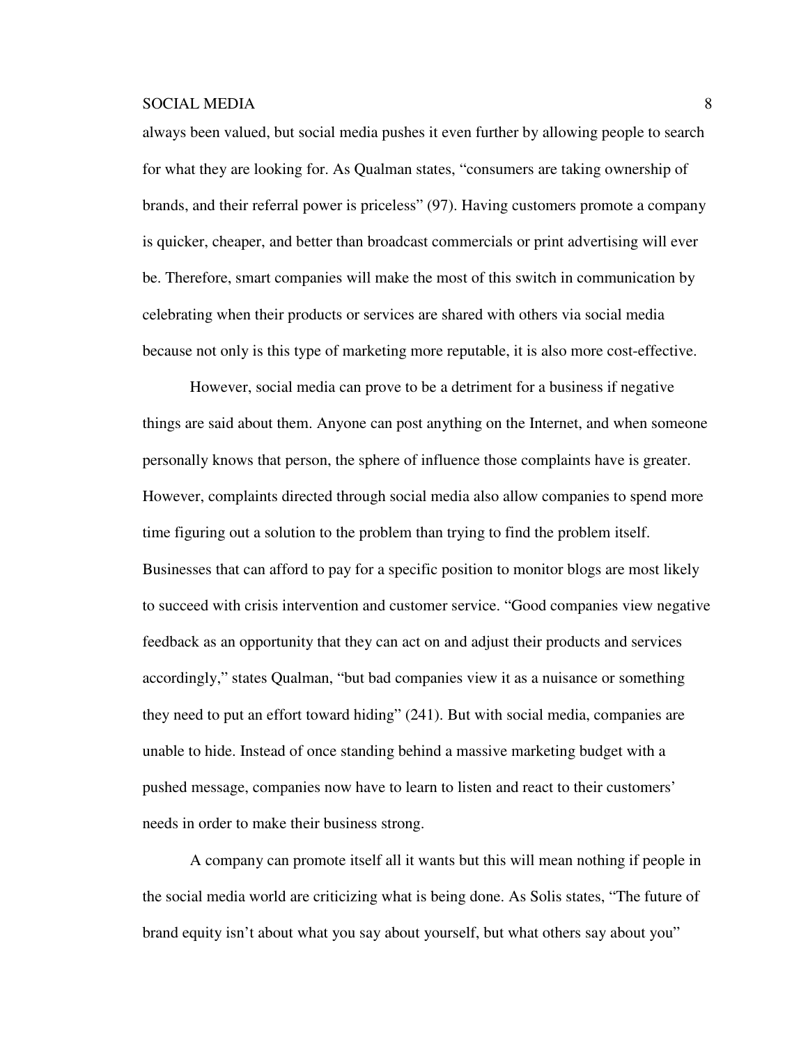always been valued, but social media pushes it even further by allowing people to search for what they are looking for. As Qualman states, “consumers are taking ownership of brands, and their referral power is priceless” (97). Having customers promote a company is quicker, cheaper, and better than broadcast commercials or print advertising will ever be. Therefore, smart companies will make the most of this switch in communication by celebrating when their products or services are shared with others via social media because not only is this type of marketing more reputable, it is also more cost-effective.

However, social media can prove to be a detriment for a business if negative things are said about them. Anyone can post anything on the Internet, and when someone personally knows that person, the sphere of influence those complaints have is greater. However, complaints directed through social media also allow companies to spend more time figuring out a solution to the problem than trying to find the problem itself. Businesses that can afford to pay for a specific position to monitor blogs are most likely to succeed with crisis intervention and customer service. “Good companies view negative feedback as an opportunity that they can act on and adjust their products and services accordingly,” states Qualman, “but bad companies view it as a nuisance or something they need to put an effort toward hiding” (241). But with social media, companies are unable to hide. Instead of once standing behind a massive marketing budget with a pushed message, companies now have to learn to listen and react to their customers’ needs in order to make their business strong.

A company can promote itself all it wants but this will mean nothing if people in the social media world are criticizing what is being done. As Solis states, “The future of brand equity isn’t about what you say about yourself, but what others say about you”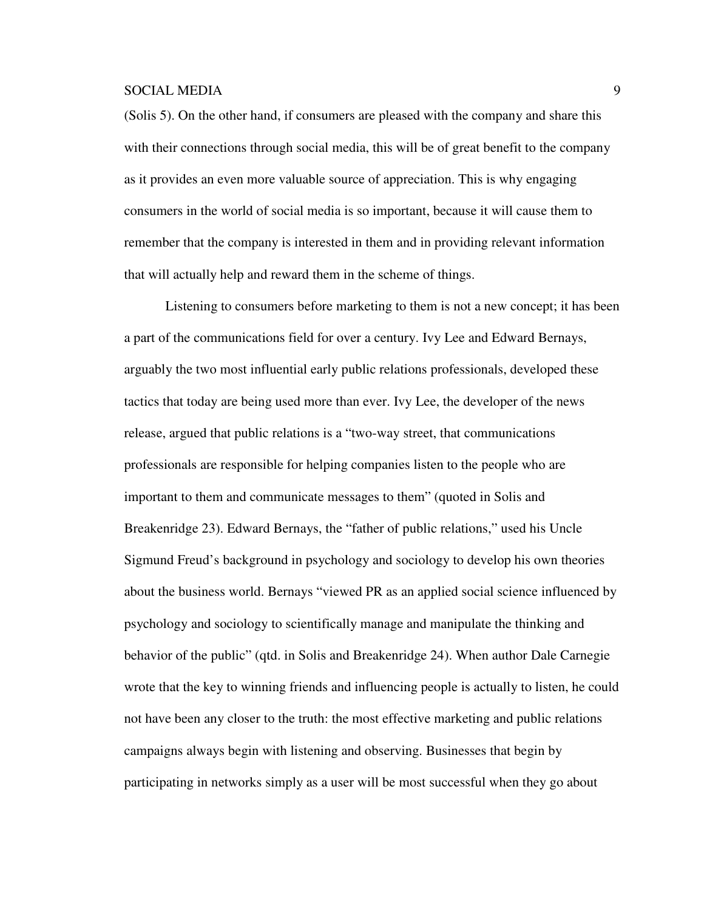(Solis 5). On the other hand, if consumers are pleased with the company and share this with their connections through social media, this will be of great benefit to the company as it provides an even more valuable source of appreciation. This is why engaging consumers in the world of social media is so important, because it will cause them to remember that the company is interested in them and in providing relevant information that will actually help and reward them in the scheme of things.

Listening to consumers before marketing to them is not a new concept; it has been a part of the communications field for over a century. Ivy Lee and Edward Bernays, arguably the two most influential early public relations professionals, developed these tactics that today are being used more than ever. Ivy Lee, the developer of the news release, argued that public relations is a "two-way street, that communications professionals are responsible for helping companies listen to the people who are important to them and communicate messages to them" (quoted in Solis and Breakenridge 23). Edward Bernays, the "father of public relations," used his Uncle Sigmund Freud's background in psychology and sociology to develop his own theories about the business world. Bernays "viewed PR as an applied social science influenced by psychology and sociology to scientifically manage and manipulate the thinking and behavior of the public" (qtd. in Solis and Breakenridge 24). When author Dale Carnegie wrote that the key to winning friends and influencing people is actually to listen, he could not have been any closer to the truth: the most effective marketing and public relations campaigns always begin with listening and observing. Businesses that begin by participating in networks simply as a user will be most successful when they go about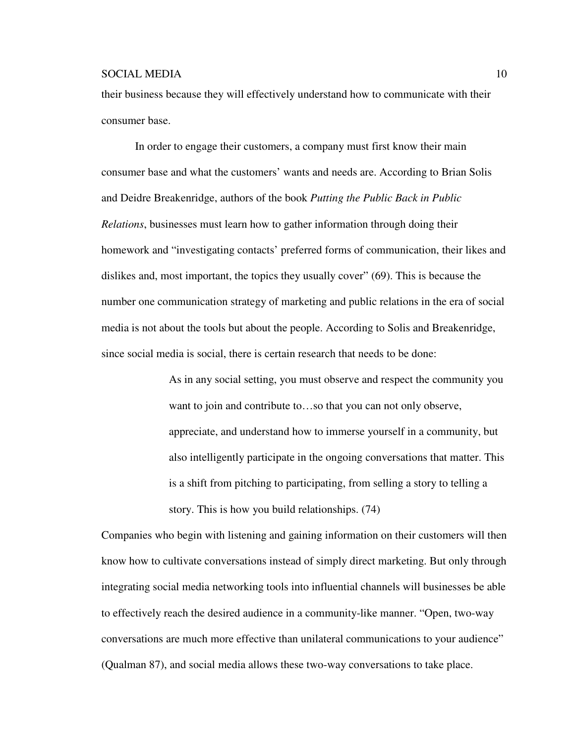their business because they will effectively understand how to communicate with their consumer base.

In order to engage their customers, a company must first know their main consumer base and what the customers' wants and needs are. According to Brian Solis and Deidre Breakenridge, authors of the book *Putting the Public Back in Public Relations*, businesses must learn how to gather information through doing their homework and "investigating contacts' preferred forms of communication, their likes and dislikes and, most important, the topics they usually cover" (69). This is because the number one communication strategy of marketing and public relations in the era of social media is not about the tools but about the people. According to Solis and Breakenridge, since social media is social, there is certain research that needs to be done:

> As in any social setting, you must observe and respect the community you want to join and contribute to…so that you can not only observe, appreciate, and understand how to immerse yourself in a community, but also intelligently participate in the ongoing conversations that matter. This is a shift from pitching to participating, from selling a story to telling a story. This is how you build relationships. (74)

Companies who begin with listening and gaining information on their customers will then know how to cultivate conversations instead of simply direct marketing. But only through integrating social media networking tools into influential channels will businesses be able to effectively reach the desired audience in a community-like manner. "Open, two-way conversations are much more effective than unilateral communications to your audience" (Qualman 87), and social media allows these two-way conversations to take place.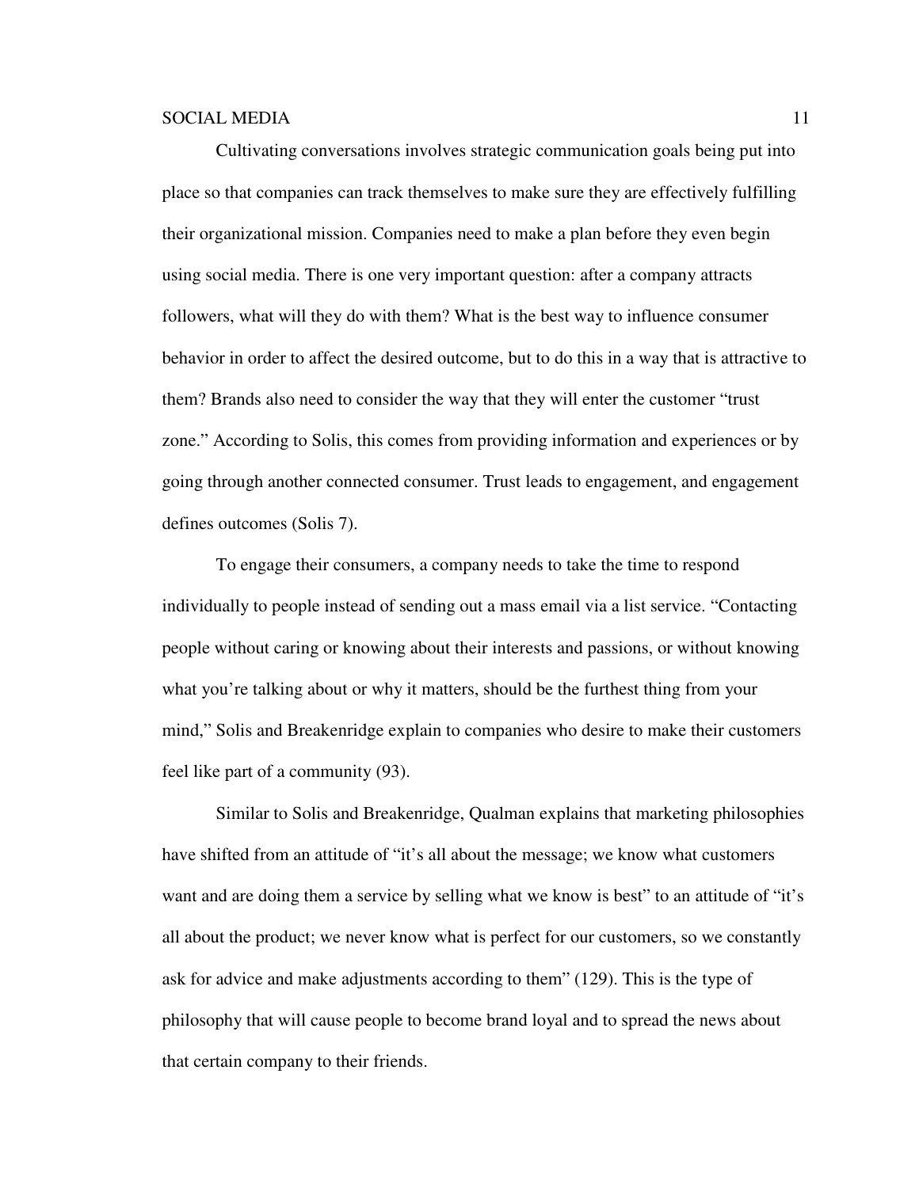Cultivating conversations involves strategic communication goals being put into place so that companies can track themselves to make sure they are effectively fulfilling their organizational mission. Companies need to make a plan before they even begin using social media. There is one very important question: after a company attracts followers, what will they do with them? What is the best way to influence consumer behavior in order to affect the desired outcome, but to do this in a way that is attractive to them? Brands also need to consider the way that they will enter the customer "trust zone." According to Solis, this comes from providing information and experiences or by going through another connected consumer. Trust leads to engagement, and engagement defines outcomes (Solis 7).

To engage their consumers, a company needs to take the time to respond individually to people instead of sending out a mass email via a list service. "Contacting people without caring or knowing about their interests and passions, or without knowing what you're talking about or why it matters, should be the furthest thing from your mind," Solis and Breakenridge explain to companies who desire to make their customers feel like part of a community (93).

Similar to Solis and Breakenridge, Qualman explains that marketing philosophies have shifted from an attitude of "it's all about the message; we know what customers want and are doing them a service by selling what we know is best" to an attitude of "it's all about the product; we never know what is perfect for our customers, so we constantly ask for advice and make adjustments according to them" (129). This is the type of philosophy that will cause people to become brand loyal and to spread the news about that certain company to their friends.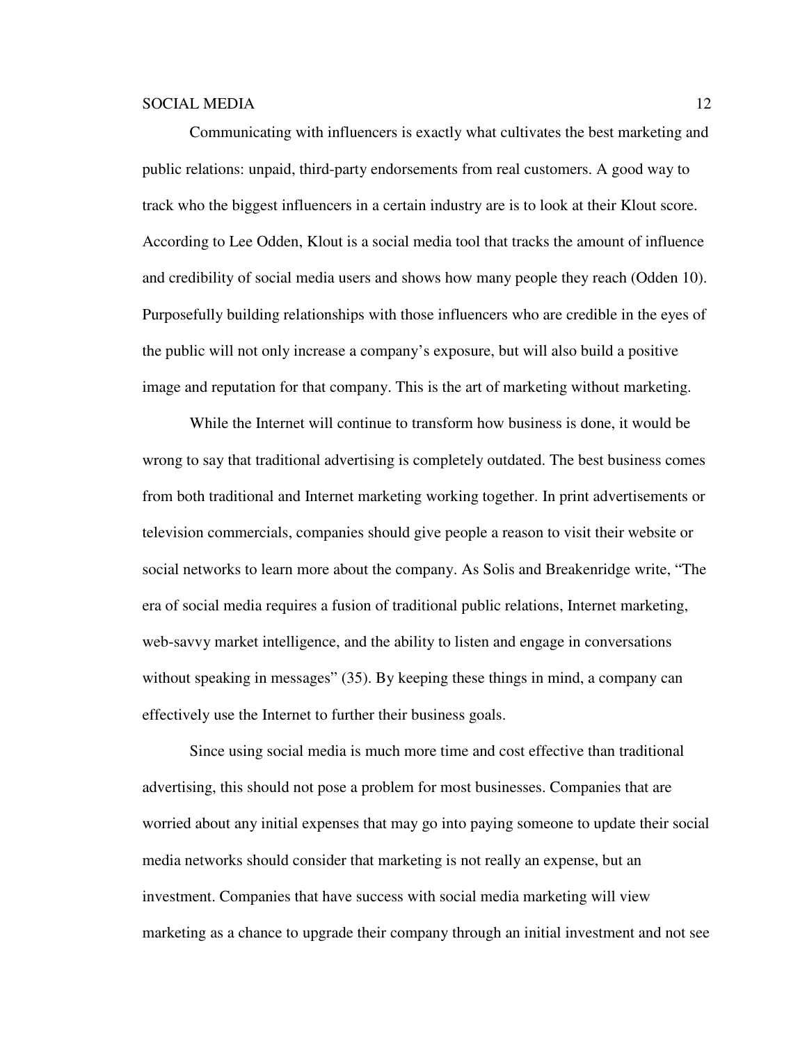Communicating with influencers is exactly what cultivates the best marketing and public relations: unpaid, third-party endorsements from real customers. A good way to track who the biggest influencers in a certain industry are is to look at their Klout score. According to Lee Odden, Klout is a social media tool that tracks the amount of influence and credibility of social media users and shows how many people they reach (Odden 10). Purposefully building relationships with those influencers who are credible in the eyes of the public will not only increase a company's exposure, but will also build a positive image and reputation for that company. This is the art of marketing without marketing.

While the Internet will continue to transform how business is done, it would be wrong to say that traditional advertising is completely outdated. The best business comes from both traditional and Internet marketing working together. In print advertisements or television commercials, companies should give people a reason to visit their website or social networks to learn more about the company. As Solis and Breakenridge write, "The era of social media requires a fusion of traditional public relations, Internet marketing, web-savvy market intelligence, and the ability to listen and engage in conversations without speaking in messages" (35). By keeping these things in mind, a company can effectively use the Internet to further their business goals.

Since using social media is much more time and cost effective than traditional advertising, this should not pose a problem for most businesses. Companies that are worried about any initial expenses that may go into paying someone to update their social media networks should consider that marketing is not really an expense, but an investment. Companies that have success with social media marketing will view marketing as a chance to upgrade their company through an initial investment and not see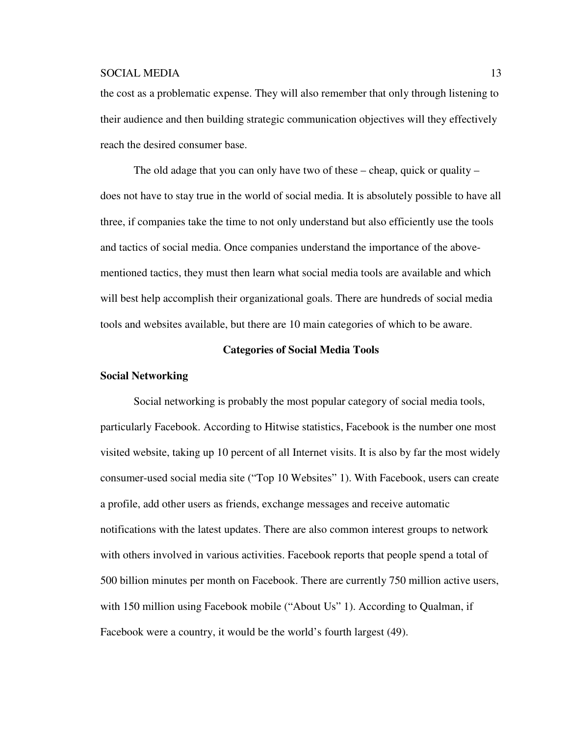the cost as a problematic expense. They will also remember that only through listening to their audience and then building strategic communication objectives will they effectively reach the desired consumer base.

The old adage that you can only have two of these – cheap, quick or quality – does not have to stay true in the world of social media. It is absolutely possible to have all three, if companies take the time to not only understand but also efficiently use the tools and tactics of social media. Once companies understand the importance of the above-mentioned tactics, they must then learn what social media tools are available and which will best help accomplish their organizational goals. There are hundreds of social media tools and websites available, but there are 10 main categories of which to be aware.

## Categories of Social Media Tools

### Social Networking

Social networking is probably the most popular category of social media tools, particularly Facebook. According to Hitwise statistics, Facebook is the number one most visited website, taking up 10 percent of all Internet visits. It is also by far the most widely consumer-used social media site ("Top 10 Websites" 1). With Facebook, users can create a profile, add other users as friends, exchange messages and receive automatic notifications with the latest updates. There are also common interest groups to network with others involved in various activities. Facebook reports that people spend a total of 500 billion minutes per month on Facebook. There are currently 750 million active users, with 150 million using Facebook mobile ("About Us" 1). According to Qualman, if Facebook were a country, it would be the world's fourth largest (49).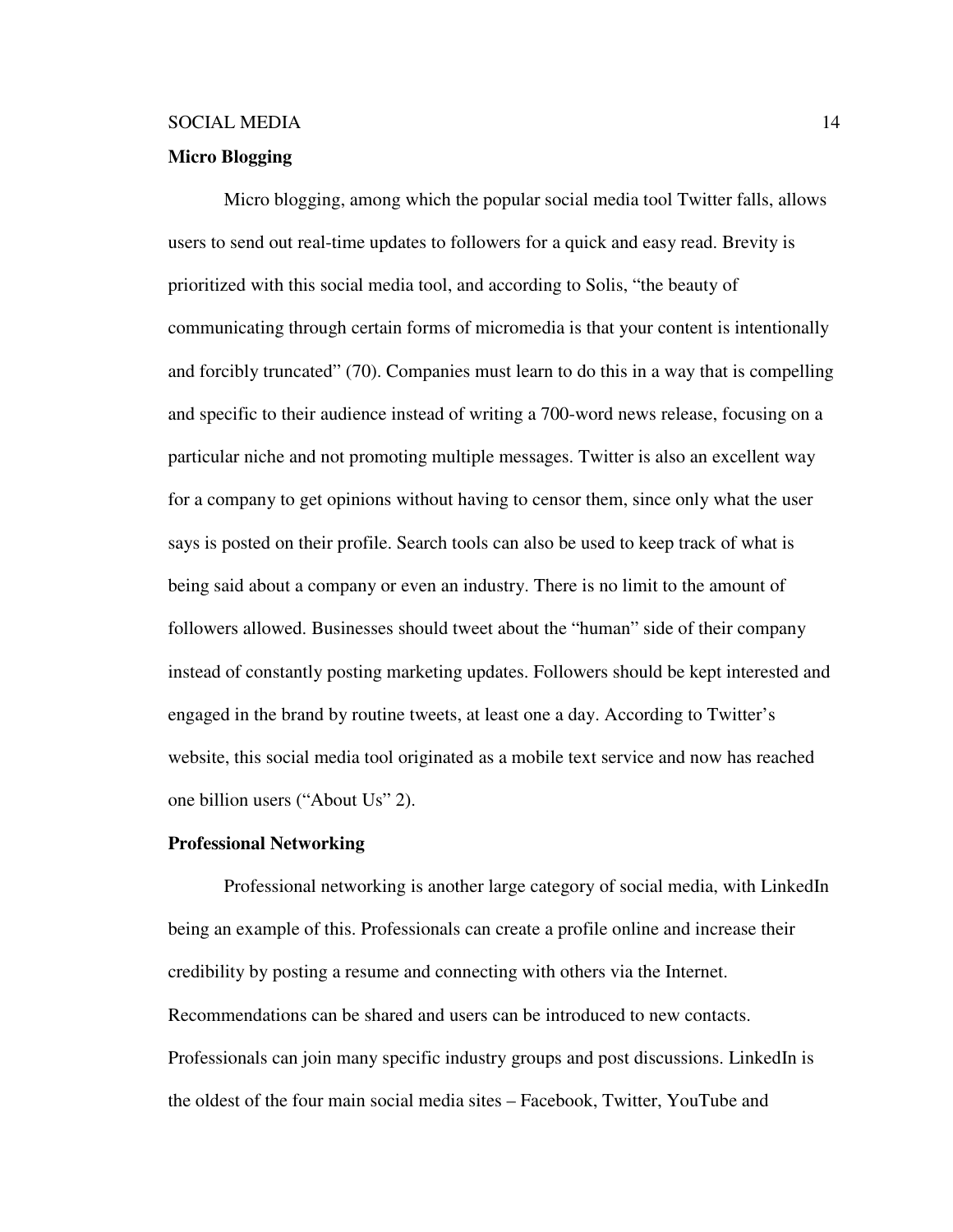## Micro Blogging

Micro blogging, among which the popular social media tool Twitter falls, allows users to send out real-time updates to followers for a quick and easy read. Brevity is prioritized with this social media tool, and according to Solis, "the beauty of communicating through certain forms of micromedia is that your content is intentionally and forcibly truncated" (70). Companies must learn to do this in a way that is compelling and specific to their audience instead of writing a 700-word news release, focusing on a particular niche and not promoting multiple messages. Twitter is also an excellent way for a company to get opinions without having to censor them, since only what the user says is posted on their profile. Search tools can also be used to keep track of what is being said about a company or even an industry. There is no limit to the amount of followers allowed. Businesses should tweet about the "human" side of their company instead of constantly posting marketing updates. Followers should be kept interested and engaged in the brand by routine tweets, at least one a day. According to Twitter's website, this social media tool originated as a mobile text service and now has reached one billion users ("About Us" 2).

## Professional Networking

Professional networking is another large category of social media, with LinkedIn being an example of this. Professionals can create a profile online and increase their credibility by posting a resume and connecting with others via the Internet. Recommendations can be shared and users can be introduced to new contacts. Professionals can join many specific industry groups and post discussions. LinkedIn is the oldest of the four main social media sites – Facebook, Twitter, YouTube and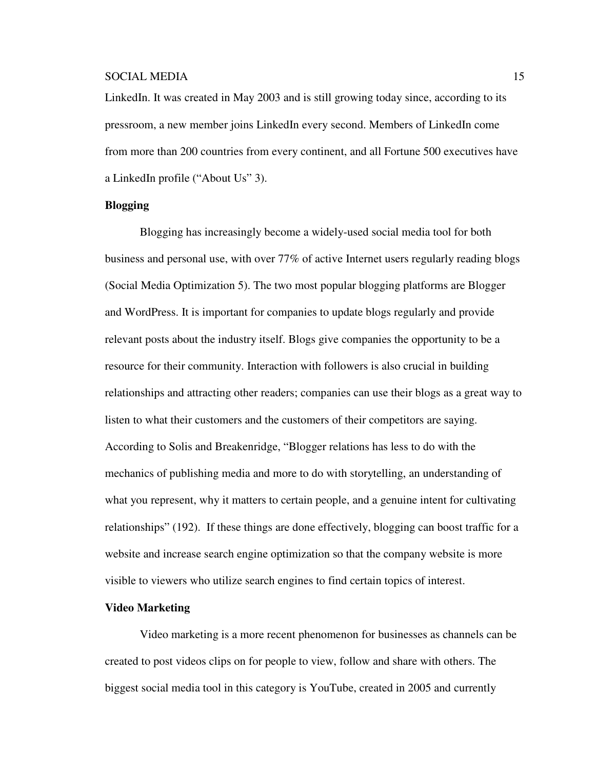LinkedIn. It was created in May 2003 and is still growing today since, according to its pressroom, a new member joins LinkedIn every second. Members of LinkedIn come from more than 200 countries from every continent, and all Fortune 500 executives have a LinkedIn profile ("About Us" 3).

**Blogging**

Blogging has increasingly become a widely-used social media tool for both business and personal use, with over 77% of active Internet users regularly reading blogs (Social Media Optimization 5). The two most popular blogging platforms are Blogger and WordPress. It is important for companies to update blogs regularly and provide relevant posts about the industry itself. Blogs give companies the opportunity to be a resource for their community. Interaction with followers is also crucial in building relationships and attracting other readers; companies can use their blogs as a great way to listen to what their customers and the customers of their competitors are saying. According to Solis and Breakenridge, "Blogger relations has less to do with the mechanics of publishing media and more to do with storytelling, an understanding of what you represent, why it matters to certain people, and a genuine intent for cultivating relationships" (192). If these things are done effectively, blogging can boost traffic for a website and increase search engine optimization so that the company website is more visible to viewers who utilize search engines to find certain topics of interest.

**Video Marketing**

Video marketing is a more recent phenomenon for businesses as channels can be created to post videos clips on for people to view, follow and share with others. The biggest social media tool in this category is YouTube, created in 2005 and currently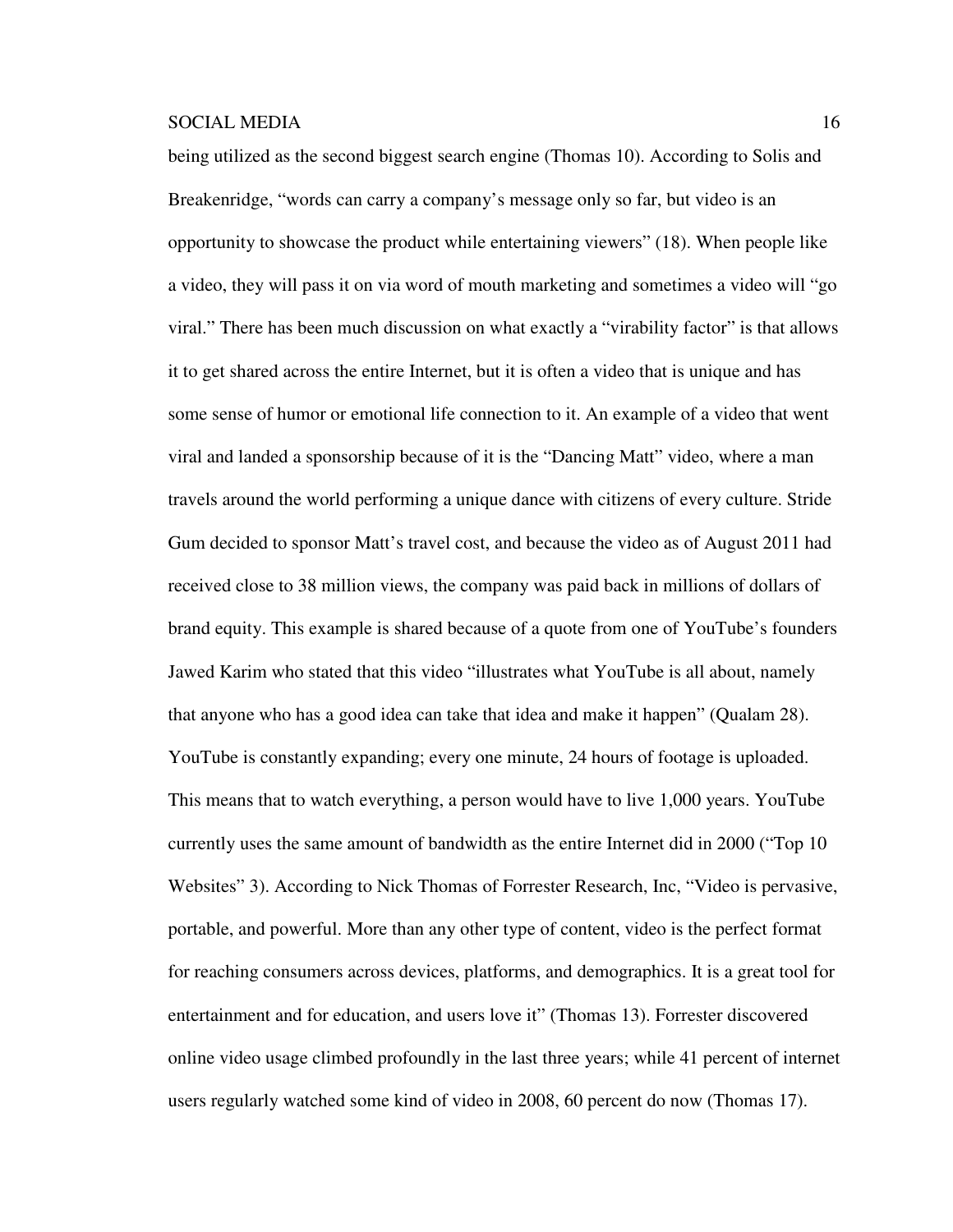being utilized as the second biggest search engine (Thomas 10). According to Solis and Breakenridge, “words can carry a company’s message only so far, but video is an opportunity to showcase the product while entertaining viewers” (18). When people like a video, they will pass it on via word of mouth marketing and sometimes a video will “go viral.” There has been much discussion on what exactly a “virability factor” is that allows it to get shared across the entire Internet, but it is often a video that is unique and has some sense of humor or emotional life connection to it. An example of a video that went viral and landed a sponsorship because of it is the “Dancing Matt” video, where a man travels around the world performing a unique dance with citizens of every culture. Stride Gum decided to sponsor Matt’s travel cost, and because the video as of August 2011 had received close to 38 million views, the company was paid back in millions of dollars of brand equity. This example is shared because of a quote from one of YouTube’s founders Jawed Karim who stated that this video “illustrates what YouTube is all about, namely that anyone who has a good idea can take that idea and make it happen” (Qualam 28). YouTube is constantly expanding; every one minute, 24 hours of footage is uploaded. This means that to watch everything, a person would have to live 1,000 years. YouTube currently uses the same amount of bandwidth as the entire Internet did in 2000 (“Top 10 Websites” 3). According to Nick Thomas of Forrester Research, Inc, “Video is pervasive, portable, and powerful. More than any other type of content, video is the perfect format for reaching consumers across devices, platforms, and demographics. It is a great tool for entertainment and for education, and users love it” (Thomas 13). Forrester discovered online video usage climbed profoundly in the last three years; while 41 percent of internet users regularly watched some kind of video in 2008, 60 percent do now (Thomas 17).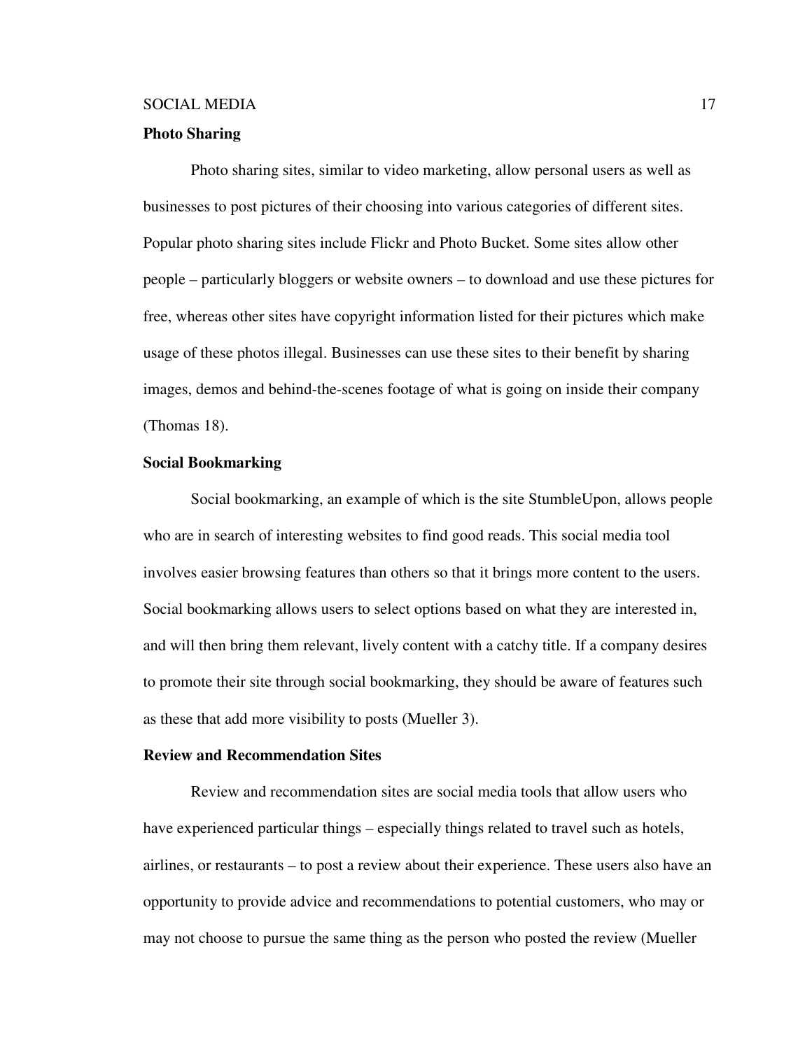**Photo Sharing**

Photo sharing sites, similar to video marketing, allow personal users as well as businesses to post pictures of their choosing into various categories of different sites. Popular photo sharing sites include Flickr and Photo Bucket. Some sites allow other people – particularly bloggers or website owners – to download and use these pictures for free, whereas other sites have copyright information listed for their pictures which make usage of these photos illegal. Businesses can use these sites to their benefit by sharing images, demos and behind-the-scenes footage of what is going on inside their company (Thomas 18).

**Social Bookmarking**

Social bookmarking, an example of which is the site StumbleUpon, allows people who are in search of interesting websites to find good reads. This social media tool involves easier browsing features than others so that it brings more content to the users. Social bookmarking allows users to select options based on what they are interested in, and will then bring them relevant, lively content with a catchy title. If a company desires to promote their site through social bookmarking, they should be aware of features such as these that add more visibility to posts (Mueller 3).

**Review and Recommendation Sites**

Review and recommendation sites are social media tools that allow users who have experienced particular things – especially things related to travel such as hotels, airlines, or restaurants – to post a review about their experience. These users also have an opportunity to provide advice and recommendations to potential customers, who may or may not choose to pursue the same thing as the person who posted the review (Mueller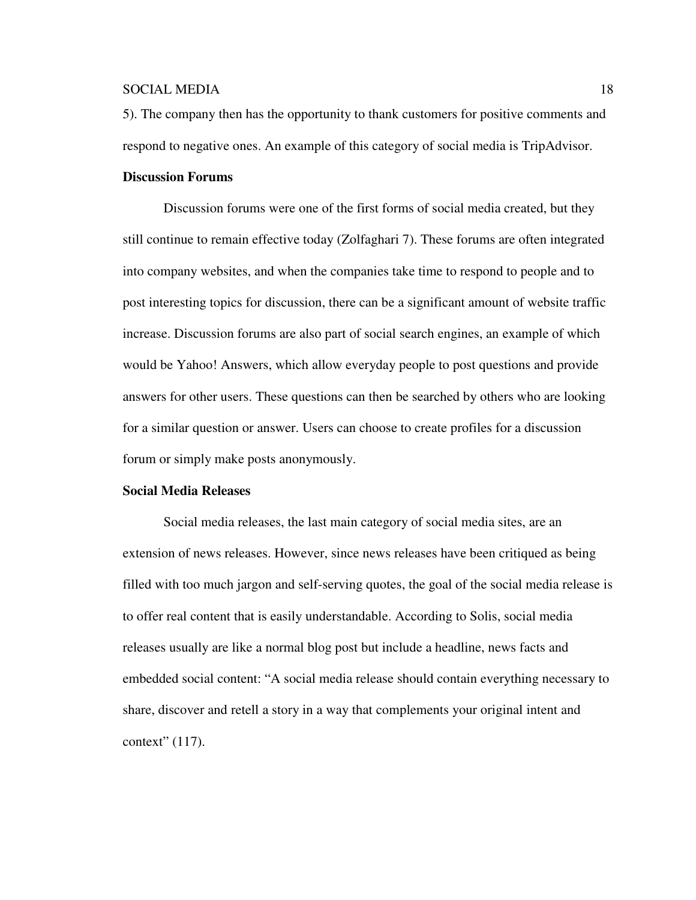5). The company then has the opportunity to thank customers for positive comments and respond to negative ones. An example of this category of social media is TripAdvisor.

**Discussion Forums**

Discussion forums were one of the first forms of social media created, but they still continue to remain effective today (Zolfaghari 7). These forums are often integrated into company websites, and when the companies take time to respond to people and to post interesting topics for discussion, there can be a significant amount of website traffic increase. Discussion forums are also part of social search engines, an example of which would be Yahoo! Answers, which allow everyday people to post questions and provide answers for other users. These questions can then be searched by others who are looking for a similar question or answer. Users can choose to create profiles for a discussion forum or simply make posts anonymously.

**Social Media Releases**

Social media releases, the last main category of social media sites, are an extension of news releases. However, since news releases have been critiqued as being filled with too much jargon and self-serving quotes, the goal of the social media release is to offer real content that is easily understandable. According to Solis, social media releases usually are like a normal blog post but include a headline, news facts and embedded social content: "A social media release should contain everything necessary to share, discover and retell a story in a way that complements your original intent and context" (117).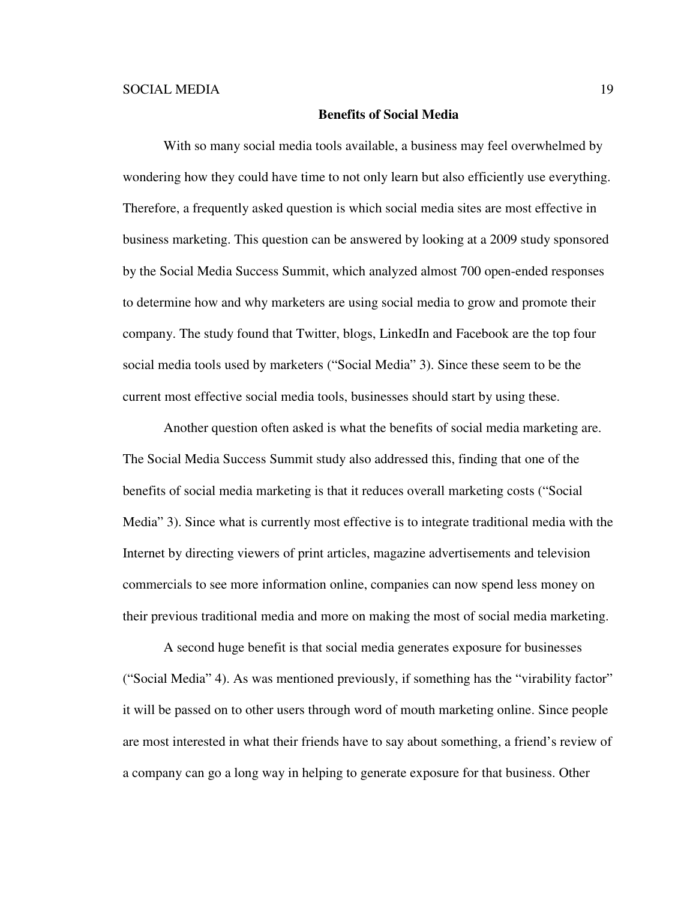## Benefits of Social Media

With so many social media tools available, a business may feel overwhelmed by wondering how they could have time to not only learn but also efficiently use everything. Therefore, a frequently asked question is which social media sites are most effective in business marketing. This question can be answered by looking at a 2009 study sponsored by the Social Media Success Summit, which analyzed almost 700 open-ended responses to determine how and why marketers are using social media to grow and promote their company. The study found that Twitter, blogs, LinkedIn and Facebook are the top four social media tools used by marketers ("Social Media" 3). Since these seem to be the current most effective social media tools, businesses should start by using these.

Another question often asked is what the benefits of social media marketing are. The Social Media Success Summit study also addressed this, finding that one of the benefits of social media marketing is that it reduces overall marketing costs ("Social Media" 3). Since what is currently most effective is to integrate traditional media with the Internet by directing viewers of print articles, magazine advertisements and television commercials to see more information online, companies can now spend less money on their previous traditional media and more on making the most of social media marketing.

A second huge benefit is that social media generates exposure for businesses ("Social Media" 4). As was mentioned previously, if something has the "virability factor" it will be passed on to other users through word of mouth marketing online. Since people are most interested in what their friends have to say about something, a friend's review of a company can go a long way in helping to generate exposure for that business. Other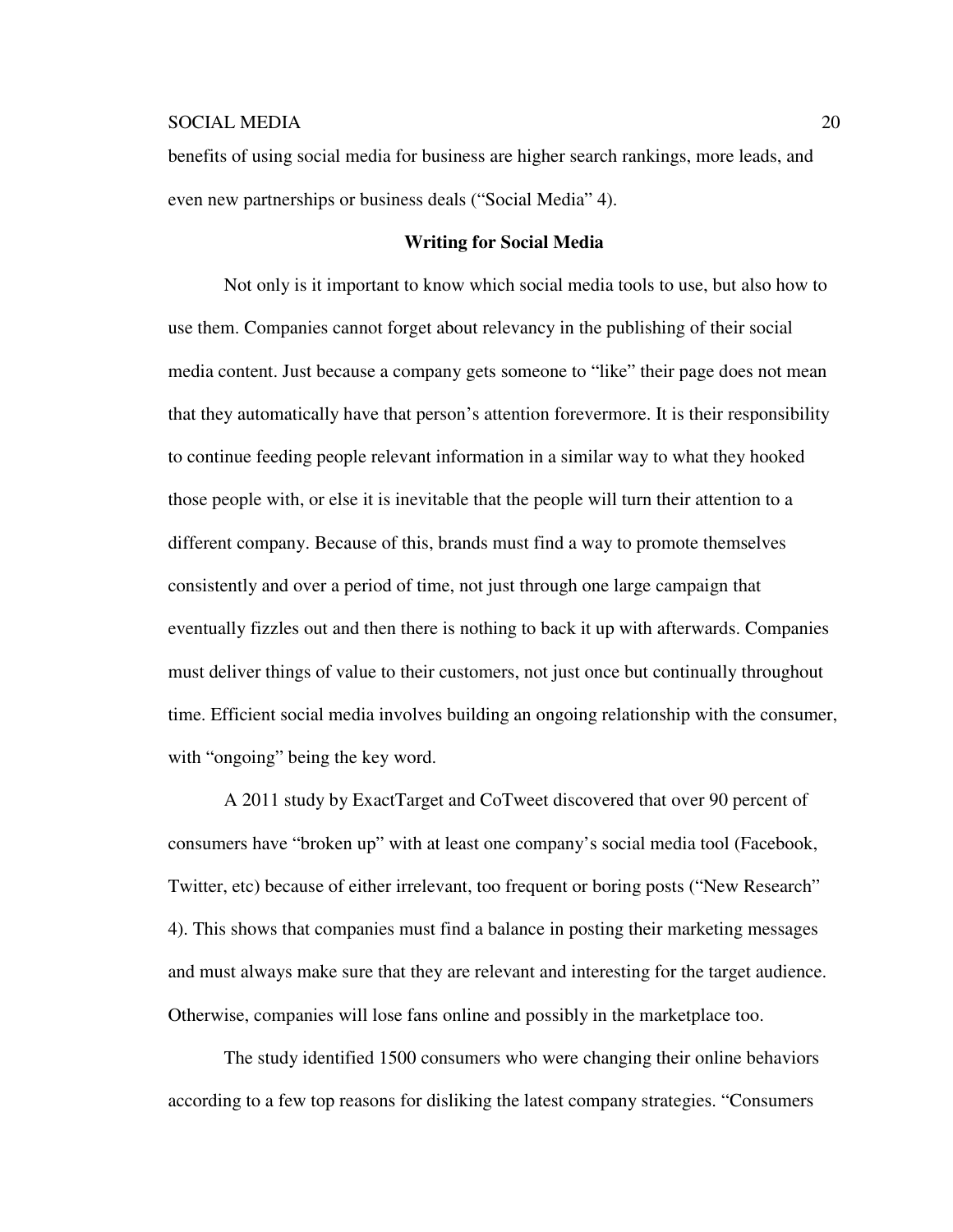benefits of using social media for business are higher search rankings, more leads, and even new partnerships or business deals ("Social Media" 4).

## Writing for Social Media

Not only is it important to know which social media tools to use, but also how to use them. Companies cannot forget about relevancy in the publishing of their social media content. Just because a company gets someone to "like" their page does not mean that they automatically have that person's attention forevermore. It is their responsibility to continue feeding people relevant information in a similar way to what they hooked those people with, or else it is inevitable that the people will turn their attention to a different company. Because of this, brands must find a way to promote themselves consistently and over a period of time, not just through one large campaign that eventually fizzles out and then there is nothing to back it up with afterwards. Companies must deliver things of value to their customers, not just once but continually throughout time. Efficient social media involves building an ongoing relationship with the consumer, with "ongoing" being the key word.

A 2011 study by ExactTarget and CoTweet discovered that over 90 percent of consumers have "broken up" with at least one company's social media tool (Facebook, Twitter, etc) because of either irrelevant, too frequent or boring posts ("New Research" 4). This shows that companies must find a balance in posting their marketing messages and must always make sure that they are relevant and interesting for the target audience. Otherwise, companies will lose fans online and possibly in the marketplace too.

The study identified 1500 consumers who were changing their online behaviors according to a few top reasons for disliking the latest company strategies. "Consumers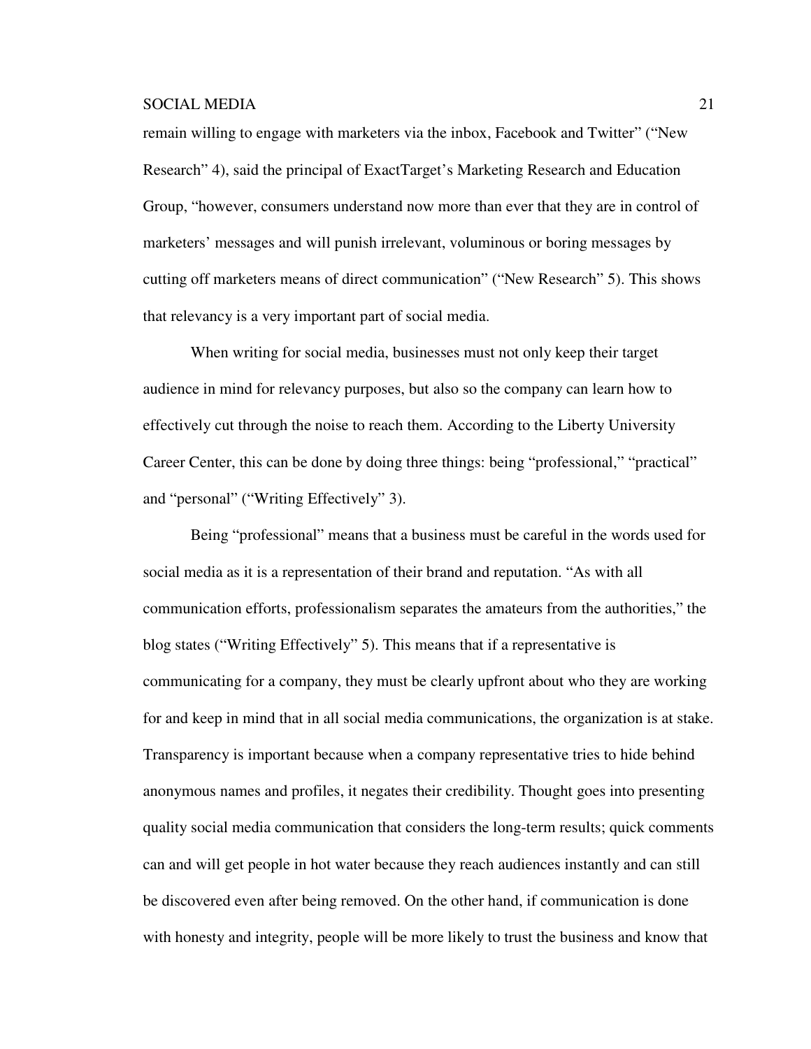remain willing to engage with marketers via the inbox, Facebook and Twitter" ("New Research" 4), said the principal of ExactTarget's Marketing Research and Education Group, "however, consumers understand now more than ever that they are in control of marketers' messages and will punish irrelevant, voluminous or boring messages by cutting off marketers means of direct communication" ("New Research" 5). This shows that relevancy is a very important part of social media.

When writing for social media, businesses must not only keep their target audience in mind for relevancy purposes, but also so the company can learn how to effectively cut through the noise to reach them. According to the Liberty University Career Center, this can be done by doing three things: being "professional," "practical" and "personal" ("Writing Effectively" 3).

Being "professional" means that a business must be careful in the words used for social media as it is a representation of their brand and reputation. "As with all communication efforts, professionalism separates the amateurs from the authorities," the blog states ("Writing Effectively" 5). This means that if a representative is communicating for a company, they must be clearly upfront about who they are working for and keep in mind that in all social media communications, the organization is at stake. Transparency is important because when a company representative tries to hide behind anonymous names and profiles, it negates their credibility. Thought goes into presenting quality social media communication that considers the long-term results; quick comments can and will get people in hot water because they reach audiences instantly and can still be discovered even after being removed. On the other hand, if communication is done with honesty and integrity, people will be more likely to trust the business and know that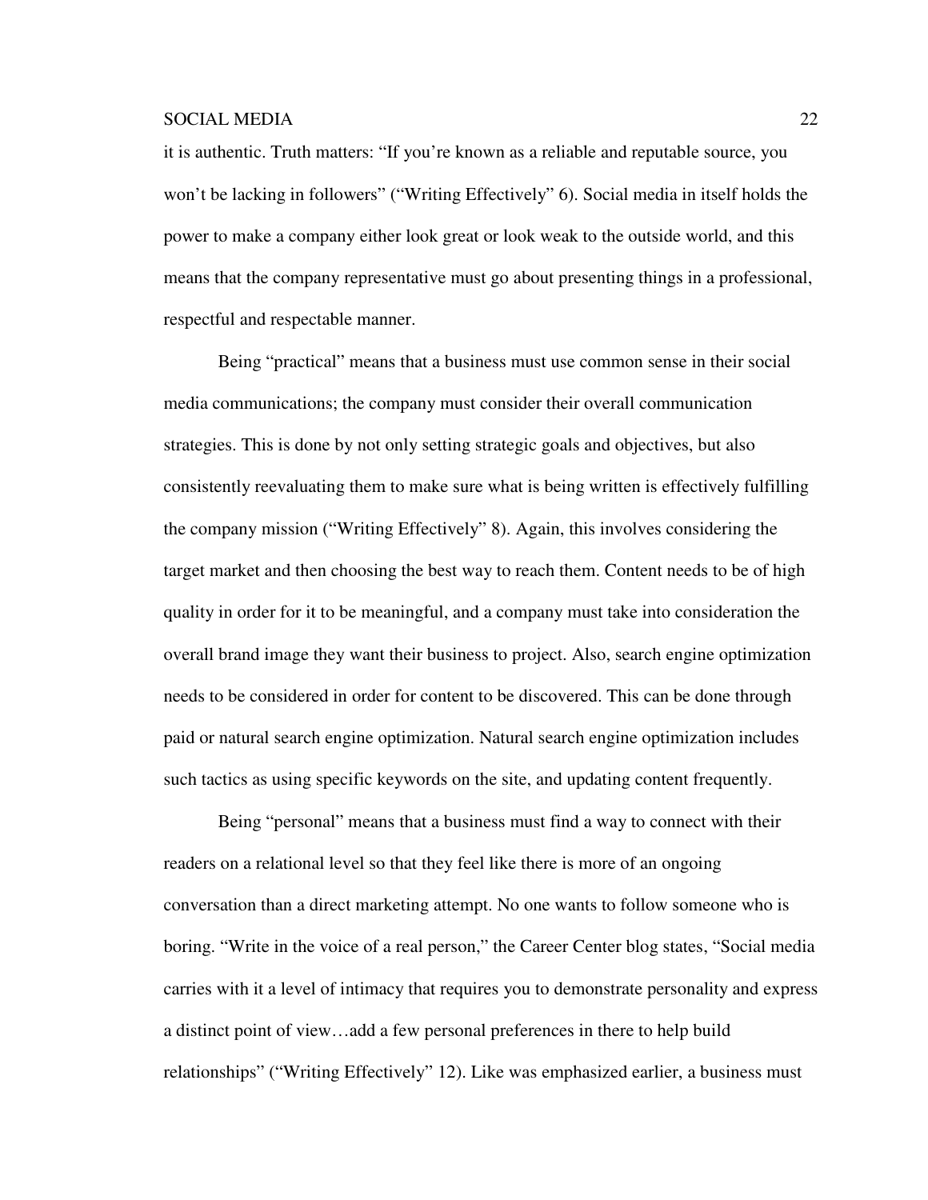it is authentic. Truth matters: "If you're known as a reliable and reputable source, you won't be lacking in followers" ("Writing Effectively" 6). Social media in itself holds the power to make a company either look great or look weak to the outside world, and this means that the company representative must go about presenting things in a professional, respectful and respectable manner.

Being "practical" means that a business must use common sense in their social media communications; the company must consider their overall communication strategies. This is done by not only setting strategic goals and objectives, but also consistently reevaluating them to make sure what is being written is effectively fulfilling the company mission ("Writing Effectively" 8). Again, this involves considering the target market and then choosing the best way to reach them. Content needs to be of high quality in order for it to be meaningful, and a company must take into consideration the overall brand image they want their business to project. Also, search engine optimization needs to be considered in order for content to be discovered. This can be done through paid or natural search engine optimization. Natural search engine optimization includes such tactics as using specific keywords on the site, and updating content frequently.

Being "personal" means that a business must find a way to connect with their readers on a relational level so that they feel like there is more of an ongoing conversation than a direct marketing attempt. No one wants to follow someone who is boring. "Write in the voice of a real person," the Career Center blog states, "Social media carries with it a level of intimacy that requires you to demonstrate personality and express a distinct point of view…add a few personal preferences in there to help build relationships" ("Writing Effectively" 12). Like was emphasized earlier, a business must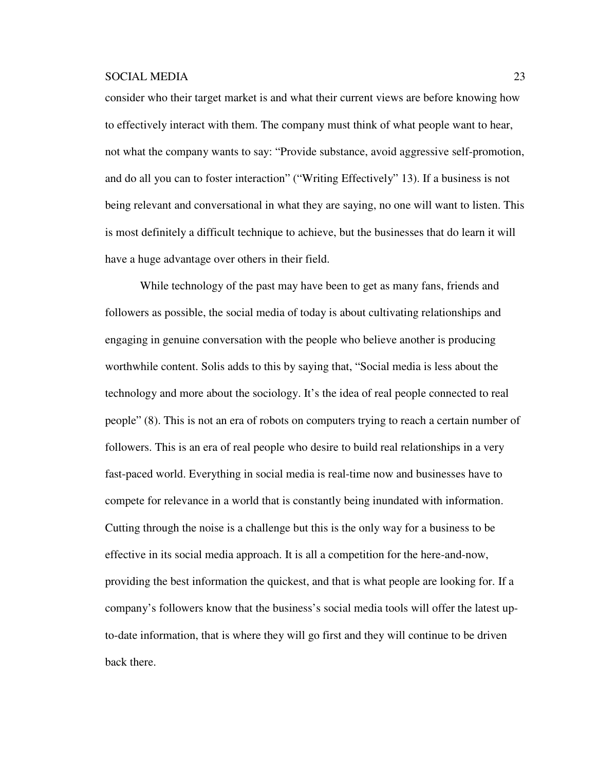consider who their target market is and what their current views are before knowing how to effectively interact with them. The company must think of what people want to hear, not what the company wants to say: “Provide substance, avoid aggressive self-promotion, and do all you can to foster interaction” (“Writing Effectively” 13). If a business is not being relevant and conversational in what they are saying, no one will want to listen. This is most definitely a difficult technique to achieve, but the businesses that do learn it will have a huge advantage over others in their field.

While technology of the past may have been to get as many fans, friends and followers as possible, the social media of today is about cultivating relationships and engaging in genuine conversation with the people who believe another is producing worthwhile content. Solis adds to this by saying that, “Social media is less about the technology and more about the sociology. It’s the idea of real people connected to real people” (8). This is not an era of robots on computers trying to reach a certain number of followers. This is an era of real people who desire to build real relationships in a very fast-paced world. Everything in social media is real-time now and businesses have to compete for relevance in a world that is constantly being inundated with information. Cutting through the noise is a challenge but this is the only way for a business to be effective in its social media approach. It is all a competition for the here-and-now, providing the best information the quickest, and that is what people are looking for. If a company’s followers know that the business’s social media tools will offer the latest up-to-date information, that is where they will go first and they will continue to be driven back there.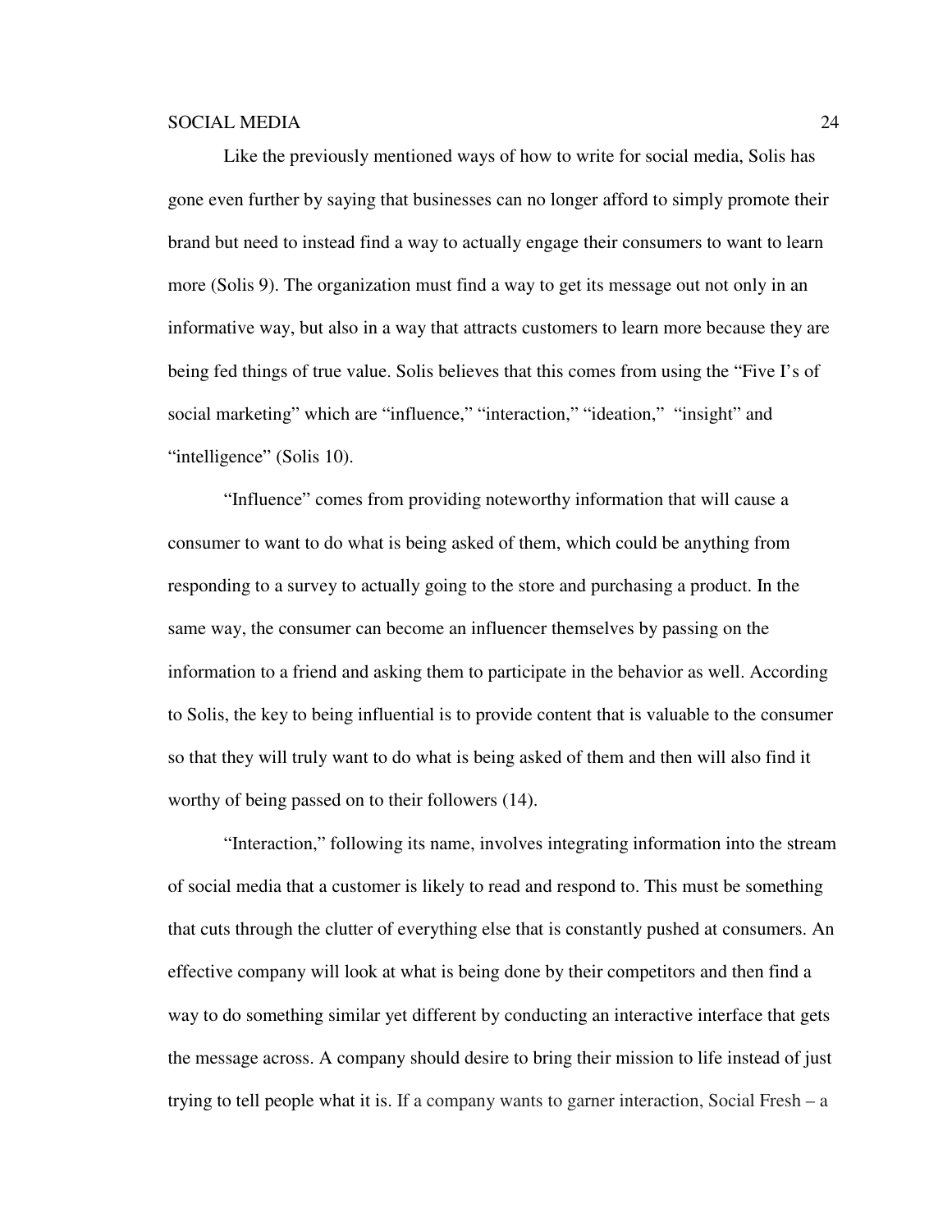Like the previously mentioned ways of how to write for social media, Solis has gone even further by saying that businesses can no longer afford to simply promote their brand but need to instead find a way to actually engage their consumers to want to learn more (Solis 9). The organization must find a way to get its message out not only in an informative way, but also in a way that attracts customers to learn more because they are being fed things of true value. Solis believes that this comes from using the "Five I's of social marketing" which are "influence," "interaction," "ideation," "insight" and "intelligence" (Solis 10).

"Influence" comes from providing noteworthy information that will cause a consumer to want to do what is being asked of them, which could be anything from responding to a survey to actually going to the store and purchasing a product. In the same way, the consumer can become an influencer themselves by passing on the information to a friend and asking them to participate in the behavior as well. According to Solis, the key to being influential is to provide content that is valuable to the consumer so that they will truly want to do what is being asked of them and then will also find it worthy of being passed on to their followers (14).

"Interaction," following its name, involves integrating information into the stream of social media that a customer is likely to read and respond to. This must be something that cuts through the clutter of everything else that is constantly pushed at consumers. An effective company will look at what is being done by their competitors and then find a way to do something similar yet different by conducting an interactive interface that gets the message across. A company should desire to bring their mission to life instead of just trying to tell people what it is. If a company wants to garner interaction, Social Fresh – a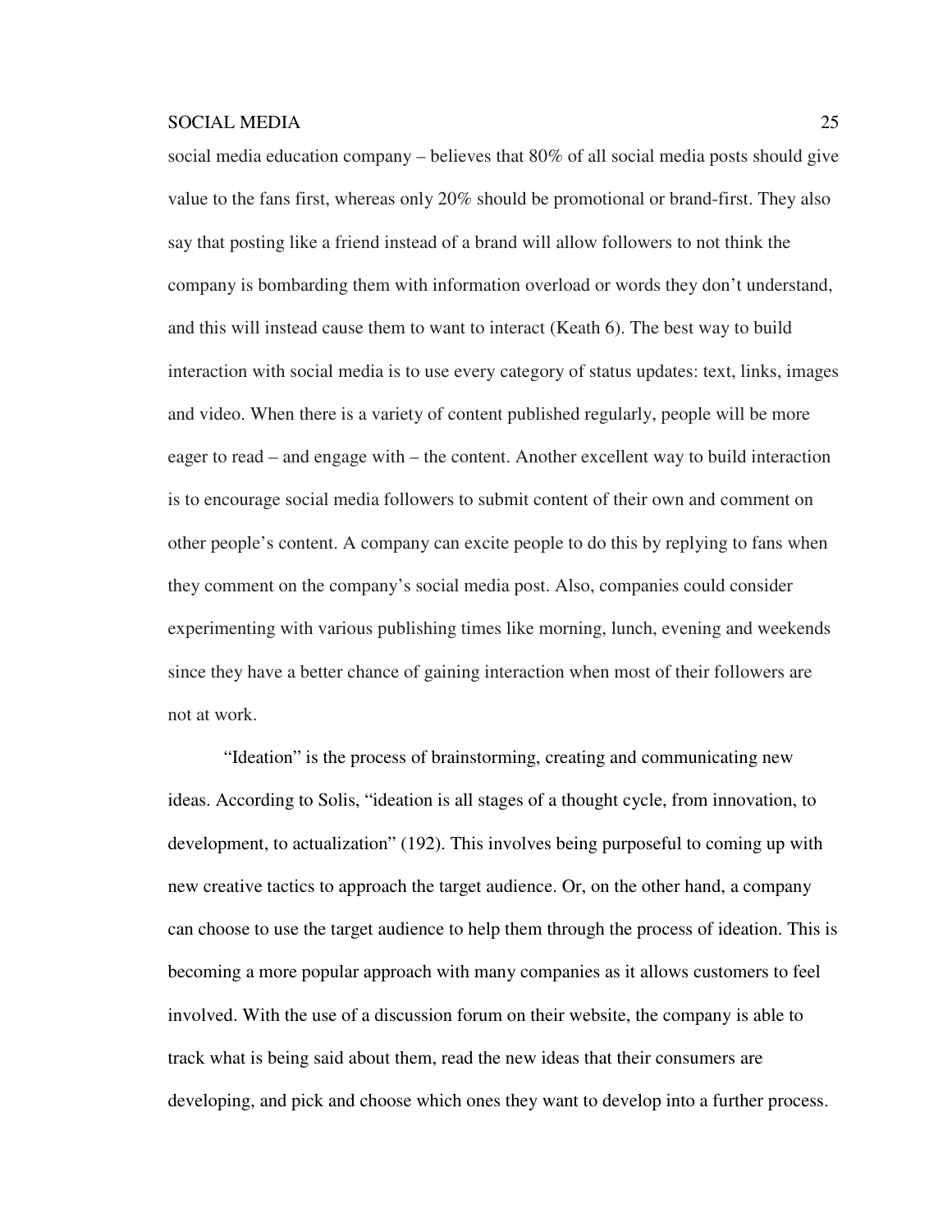social media education company – believes that 80% of all social media posts should give value to the fans first, whereas only 20% should be promotional or brand-first. They also say that posting like a friend instead of a brand will allow followers to not think the company is bombarding them with information overload or words they don't understand, and this will instead cause them to want to interact (Keath 6). The best way to build interaction with social media is to use every category of status updates: text, links, images and video. When there is a variety of content published regularly, people will be more eager to read – and engage with – the content. Another excellent way to build interaction is to encourage social media followers to submit content of their own and comment on other people's content. A company can excite people to do this by replying to fans when they comment on the company's social media post. Also, companies could consider experimenting with various publishing times like morning, lunch, evening and weekends since they have a better chance of gaining interaction when most of their followers are not at work.

"Ideation" is the process of brainstorming, creating and communicating new ideas. According to Solis, "ideation is all stages of a thought cycle, from innovation, to development, to actualization" (192). This involves being purposeful to coming up with new creative tactics to approach the target audience. Or, on the other hand, a company can choose to use the target audience to help them through the process of ideation. This is becoming a more popular approach with many companies as it allows customers to feel involved. With the use of a discussion forum on their website, the company is able to track what is being said about them, read the new ideas that their consumers are developing, and pick and choose which ones they want to develop into a further process.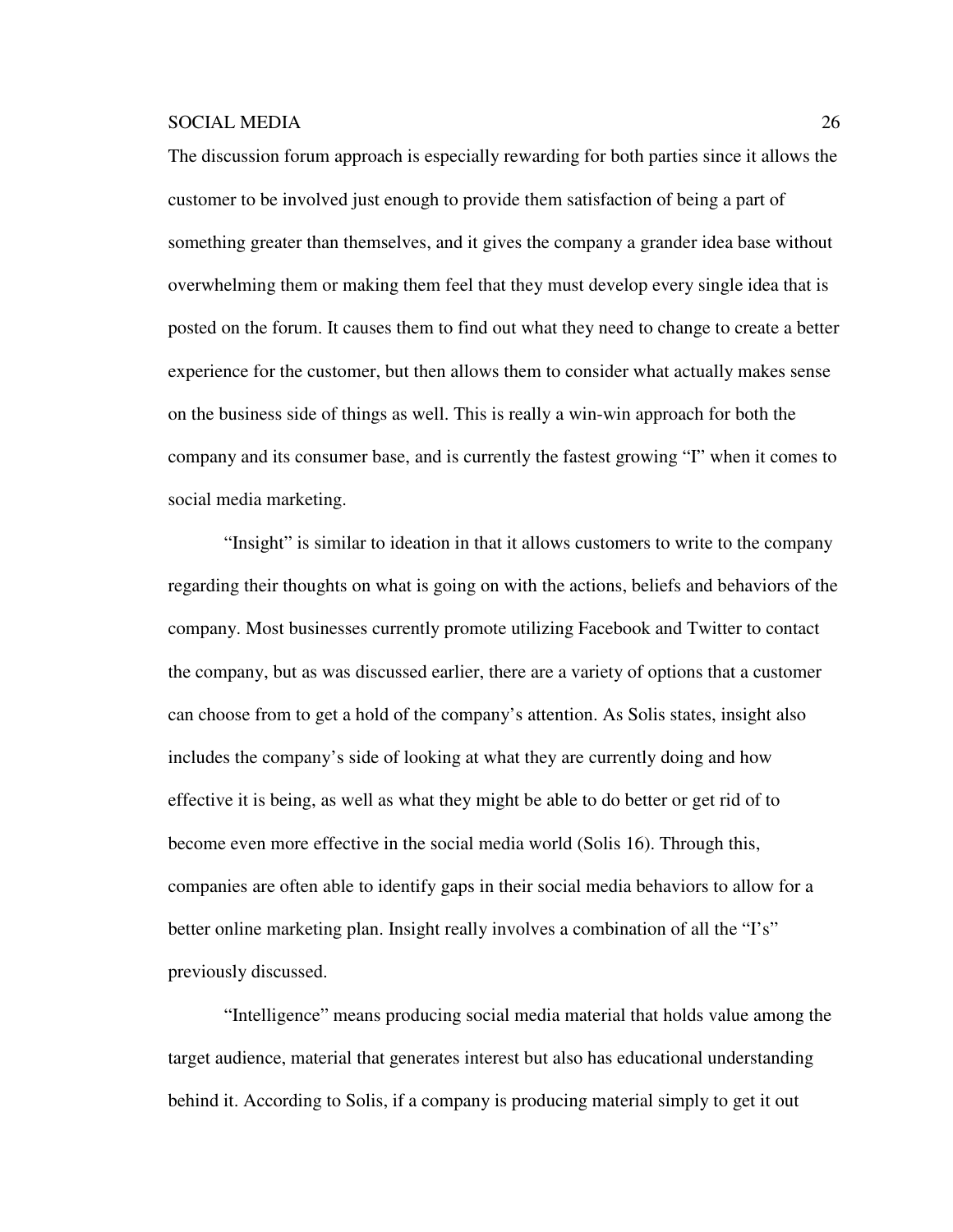The discussion forum approach is especially rewarding for both parties since it allows the customer to be involved just enough to provide them satisfaction of being a part of something greater than themselves, and it gives the company a grander idea base without overwhelming them or making them feel that they must develop every single idea that is posted on the forum. It causes them to find out what they need to change to create a better experience for the customer, but then allows them to consider what actually makes sense on the business side of things as well. This is really a win-win approach for both the company and its consumer base, and is currently the fastest growing "I" when it comes to social media marketing.

"Insight" is similar to ideation in that it allows customers to write to the company regarding their thoughts on what is going on with the actions, beliefs and behaviors of the company. Most businesses currently promote utilizing Facebook and Twitter to contact the company, but as was discussed earlier, there are a variety of options that a customer can choose from to get a hold of the company's attention. As Solis states, insight also includes the company's side of looking at what they are currently doing and how effective it is being, as well as what they might be able to do better or get rid of to become even more effective in the social media world (Solis 16). Through this, companies are often able to identify gaps in their social media behaviors to allow for a better online marketing plan. Insight really involves a combination of all the "I's" previously discussed.

"Intelligence" means producing social media material that holds value among the target audience, material that generates interest but also has educational understanding behind it. According to Solis, if a company is producing material simply to get it out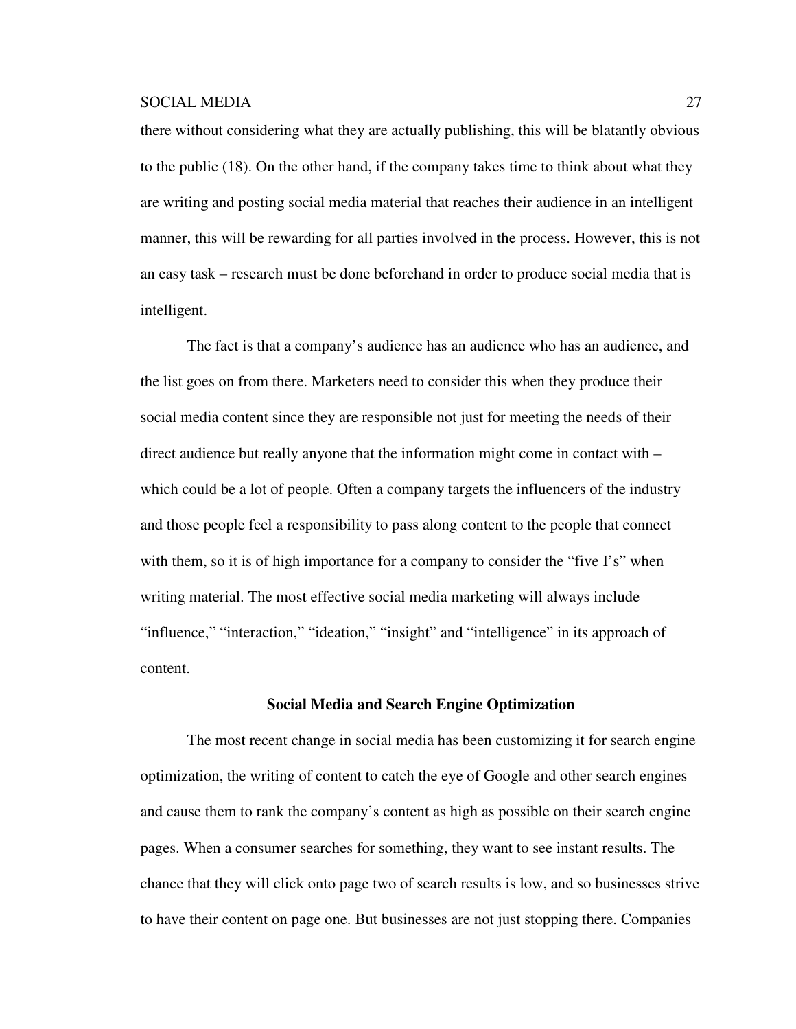there without considering what they are actually publishing, this will be blatantly obvious to the public (18). On the other hand, if the company takes time to think about what they are writing and posting social media material that reaches their audience in an intelligent manner, this will be rewarding for all parties involved in the process. However, this is not an easy task – research must be done beforehand in order to produce social media that is intelligent.

The fact is that a company's audience has an audience who has an audience, and the list goes on from there. Marketers need to consider this when they produce their social media content since they are responsible not just for meeting the needs of their direct audience but really anyone that the information might come in contact with – which could be a lot of people. Often a company targets the influencers of the industry and those people feel a responsibility to pass along content to the people that connect with them, so it is of high importance for a company to consider the "five I's" when writing material. The most effective social media marketing will always include "influence," "interaction," "ideation," "insight" and "intelligence" in its approach of content.

## Social Media and Search Engine Optimization

The most recent change in social media has been customizing it for search engine optimization, the writing of content to catch the eye of Google and other search engines and cause them to rank the company's content as high as possible on their search engine pages. When a consumer searches for something, they want to see instant results. The chance that they will click onto page two of search results is low, and so businesses strive to have their content on page one. But businesses are not just stopping there. Companies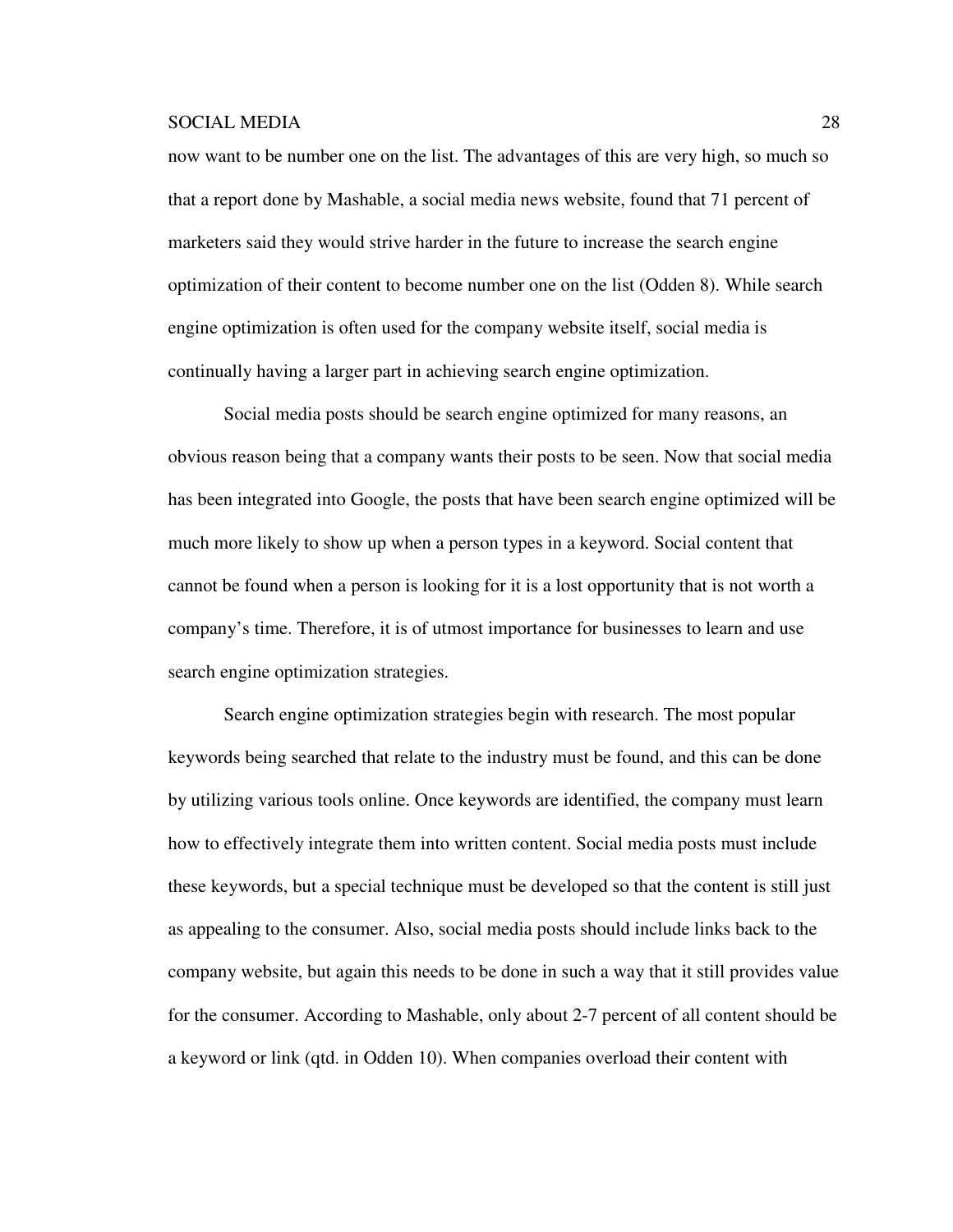now want to be number one on the list. The advantages of this are very high, so much so that a report done by Mashable, a social media news website, found that 71 percent of marketers said they would strive harder in the future to increase the search engine optimization of their content to become number one on the list (Odden 8). While search engine optimization is often used for the company website itself, social media is continually having a larger part in achieving search engine optimization.

Social media posts should be search engine optimized for many reasons, an obvious reason being that a company wants their posts to be seen. Now that social media has been integrated into Google, the posts that have been search engine optimized will be much more likely to show up when a person types in a keyword. Social content that cannot be found when a person is looking for it is a lost opportunity that is not worth a company's time. Therefore, it is of utmost importance for businesses to learn and use search engine optimization strategies.

Search engine optimization strategies begin with research. The most popular keywords being searched that relate to the industry must be found, and this can be done by utilizing various tools online. Once keywords are identified, the company must learn how to effectively integrate them into written content. Social media posts must include these keywords, but a special technique must be developed so that the content is still just as appealing to the consumer. Also, social media posts should include links back to the company website, but again this needs to be done in such a way that it still provides value for the consumer. According to Mashable, only about 2-7 percent of all content should be a keyword or link (qtd. in Odden 10). When companies overload their content with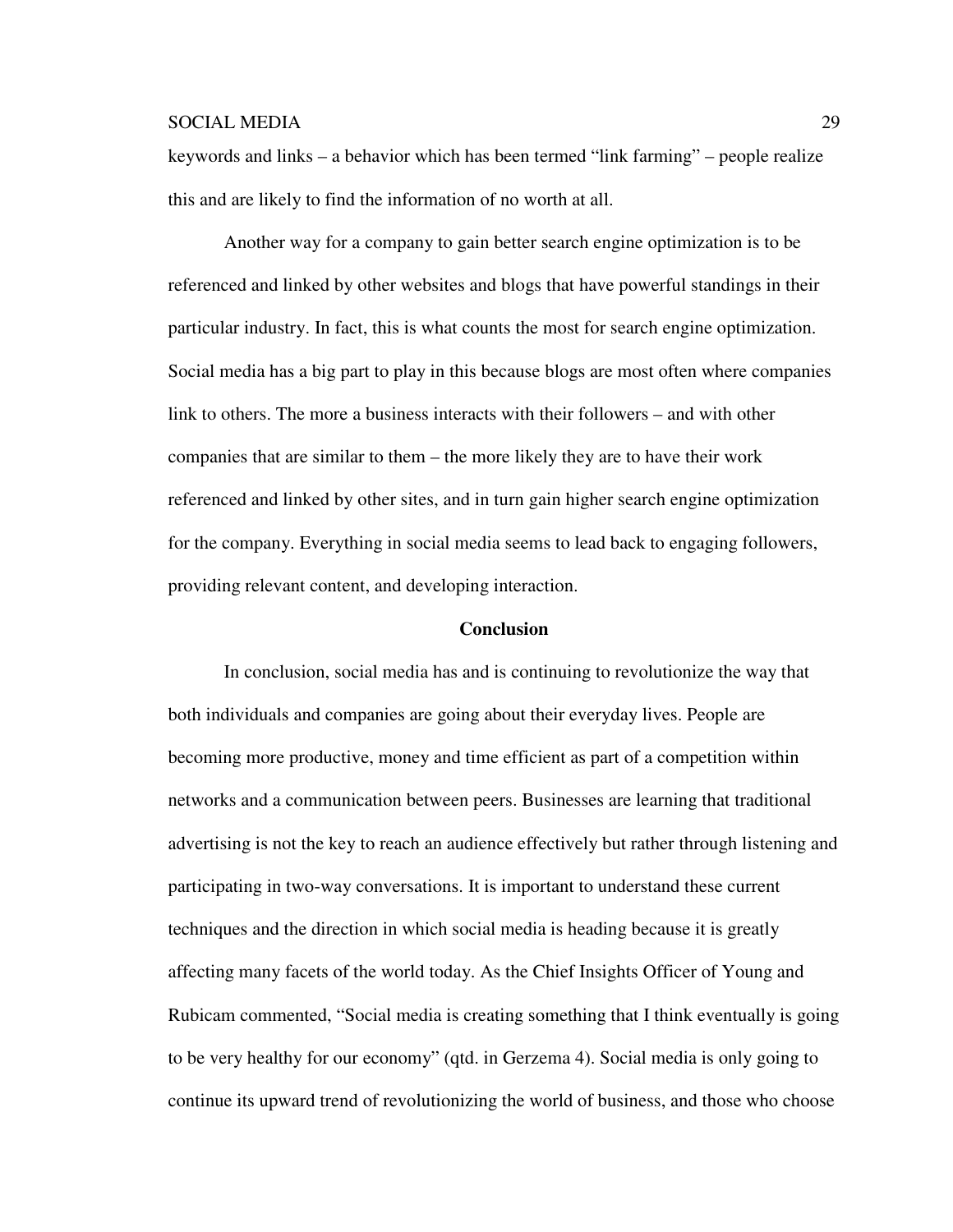keywords and links – a behavior which has been termed "link farming" – people realize this and are likely to find the information of no worth at all.

Another way for a company to gain better search engine optimization is to be referenced and linked by other websites and blogs that have powerful standings in their particular industry. In fact, this is what counts the most for search engine optimization. Social media has a big part to play in this because blogs are most often where companies link to others. The more a business interacts with their followers – and with other companies that are similar to them – the more likely they are to have their work referenced and linked by other sites, and in turn gain higher search engine optimization for the company. Everything in social media seems to lead back to engaging followers, providing relevant content, and developing interaction.

## Conclusion

In conclusion, social media has and is continuing to revolutionize the way that both individuals and companies are going about their everyday lives. People are becoming more productive, money and time efficient as part of a competition within networks and a communication between peers. Businesses are learning that traditional advertising is not the key to reach an audience effectively but rather through listening and participating in two-way conversations. It is important to understand these current techniques and the direction in which social media is heading because it is greatly affecting many facets of the world today. As the Chief Insights Officer of Young and Rubicam commented, "Social media is creating something that I think eventually is going to be very healthy for our economy" (qtd. in Gerzema 4). Social media is only going to continue its upward trend of revolutionizing the world of business, and those who choose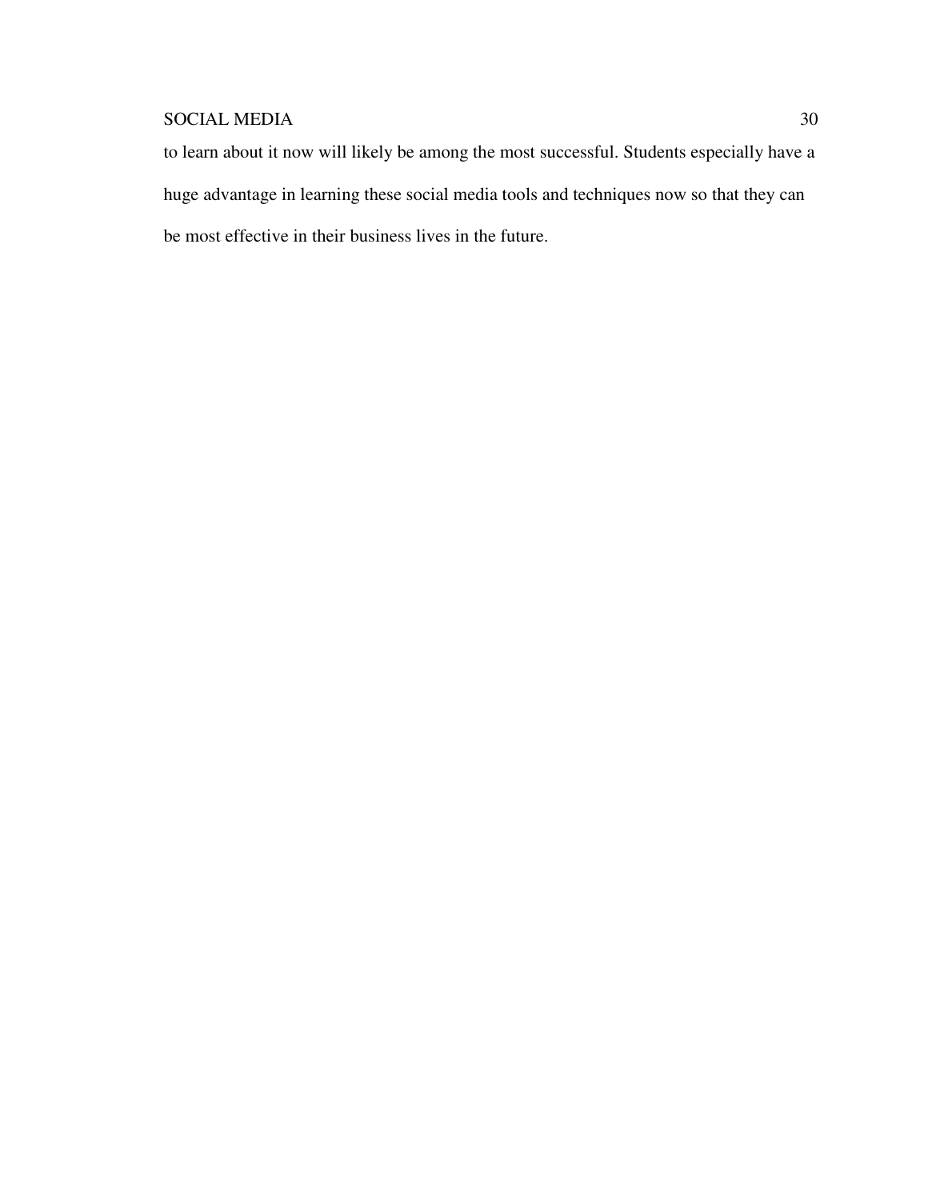to learn about it now will likely be among the most successful. Students especially have a huge advantage in learning these social media tools and techniques now so that they can be most effective in their business lives in the future.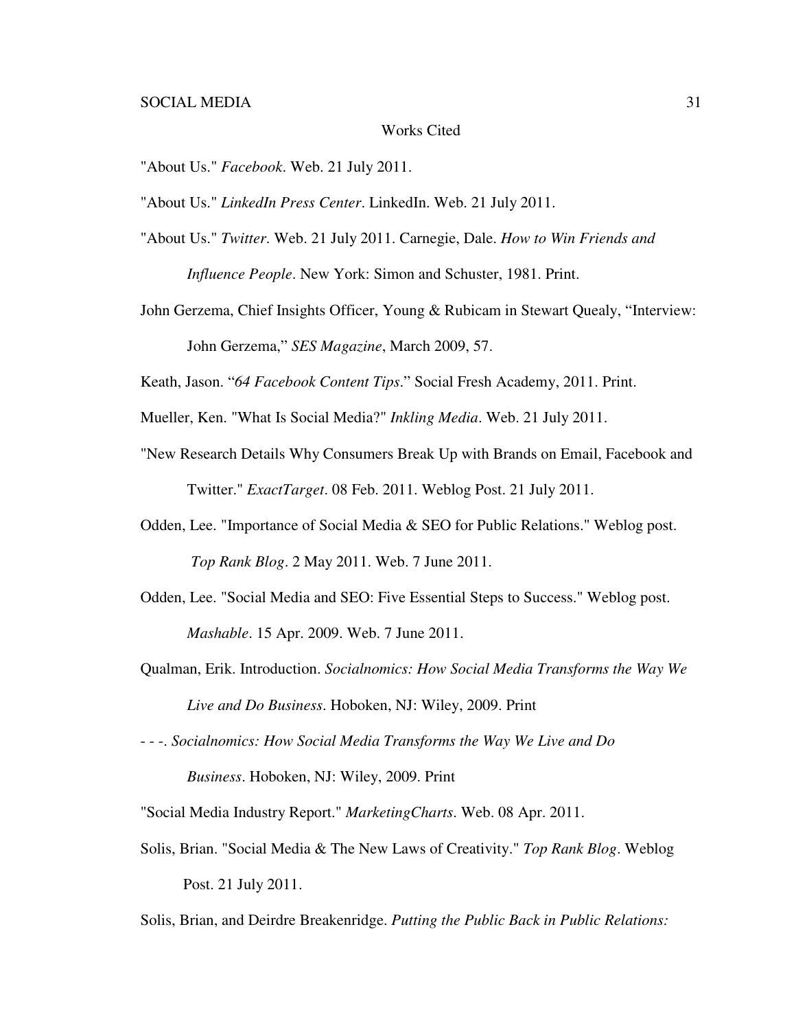# Works Cited

"About Us." *Facebook*. Web. 21 July 2011.

"About Us." *LinkedIn Press Center*. LinkedIn. Web. 21 July 2011.

"About Us." *Twitter*. Web. 21 July 2011. Carnegie, Dale. *How to Win Friends and Influence People*. New York: Simon and Schuster, 1981. Print.

John Gerzema, Chief Insights Officer, Young & Rubicam in Stewart Quealy, "Interview: John Gerzema," *SES Magazine*, March 2009, 57.

Keath, Jason. "*64 Facebook Content Tips*." Social Fresh Academy, 2011. Print.

Mueller, Ken. "What Is Social Media?" *Inkling Media*. Web. 21 July 2011.

"New Research Details Why Consumers Break Up with Brands on Email, Facebook and Twitter." *ExactTarget*. 08 Feb. 2011. Weblog Post. 21 July 2011.

Odden, Lee. "Importance of Social Media & SEO for Public Relations." Weblog post. *Top Rank Blog*. 2 May 2011. Web. 7 June 2011.

Odden, Lee. "Social Media and SEO: Five Essential Steps to Success." Weblog post. *Mashable*. 15 Apr. 2009. Web. 7 June 2011.

Qualman, Erik. Introduction. *Socialnomics: How Social Media Transforms the Way We Live and Do Business*. Hoboken, NJ: Wiley, 2009. Print

- - -. *Socialnomics: How Social Media Transforms the Way We Live and Do Business*. Hoboken, NJ: Wiley, 2009. Print

"Social Media Industry Report." *MarketingCharts*. Web. 08 Apr. 2011.

Solis, Brian. "Social Media & The New Laws of Creativity." *Top Rank Blog*. Weblog Post. 21 July 2011.

Solis, Brian, and Deirdre Breakenridge. *Putting the Public Back in Public Relations:*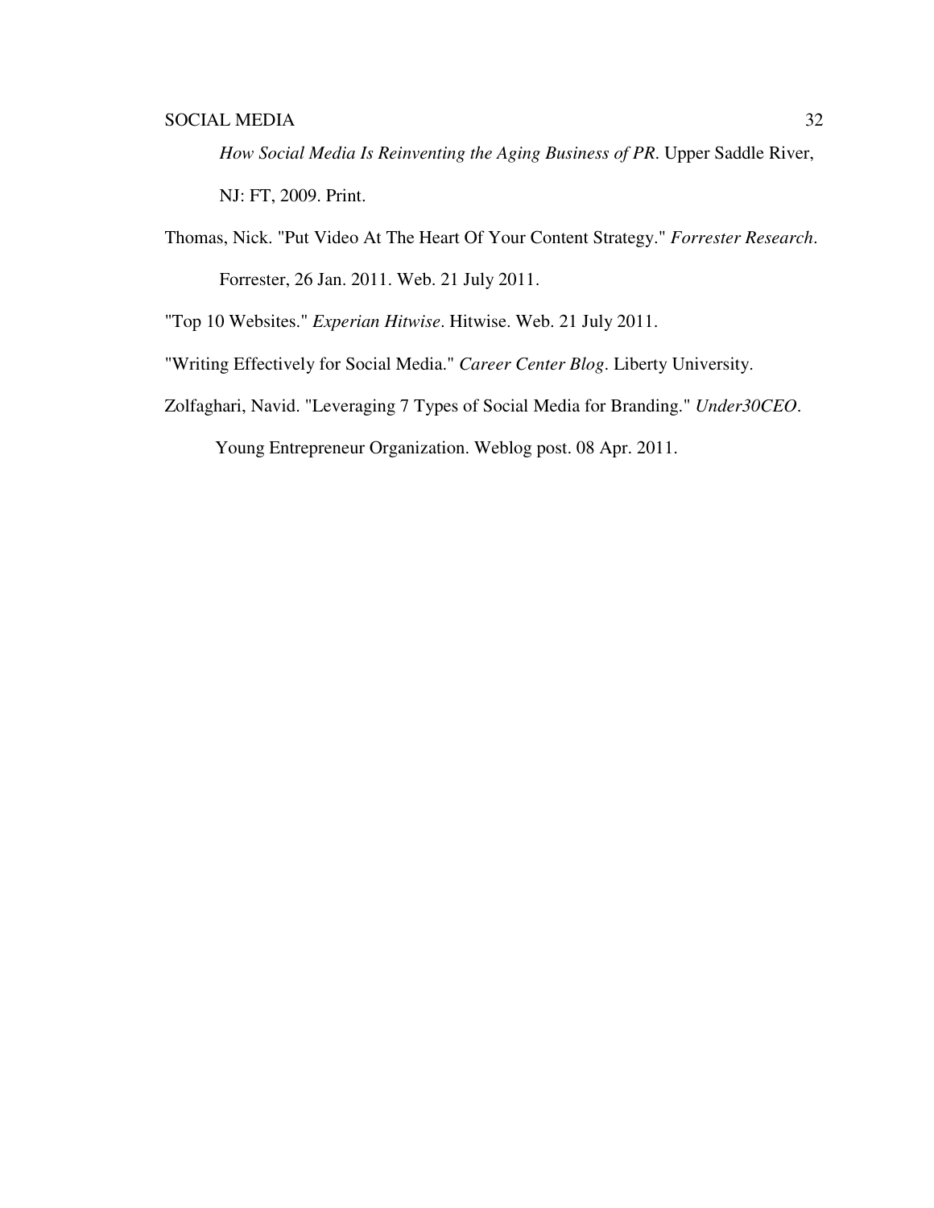*How Social Media Is Reinventing the Aging Business of PR*. Upper Saddle River, NJ: FT, 2009. Print.

Thomas, Nick. "Put Video At The Heart Of Your Content Strategy." *Forrester Research*. Forrester, 26 Jan. 2011. Web. 21 July 2011.

"Top 10 Websites." *Experian Hitwise*. Hitwise. Web. 21 July 2011.

"Writing Effectively for Social Media." *Career Center Blog*. Liberty University.

Zolfaghari, Navid. "Leveraging 7 Types of Social Media for Branding." *Under30CEO*. Young Entrepreneur Organization. Weblog post. 08 Apr. 2011.